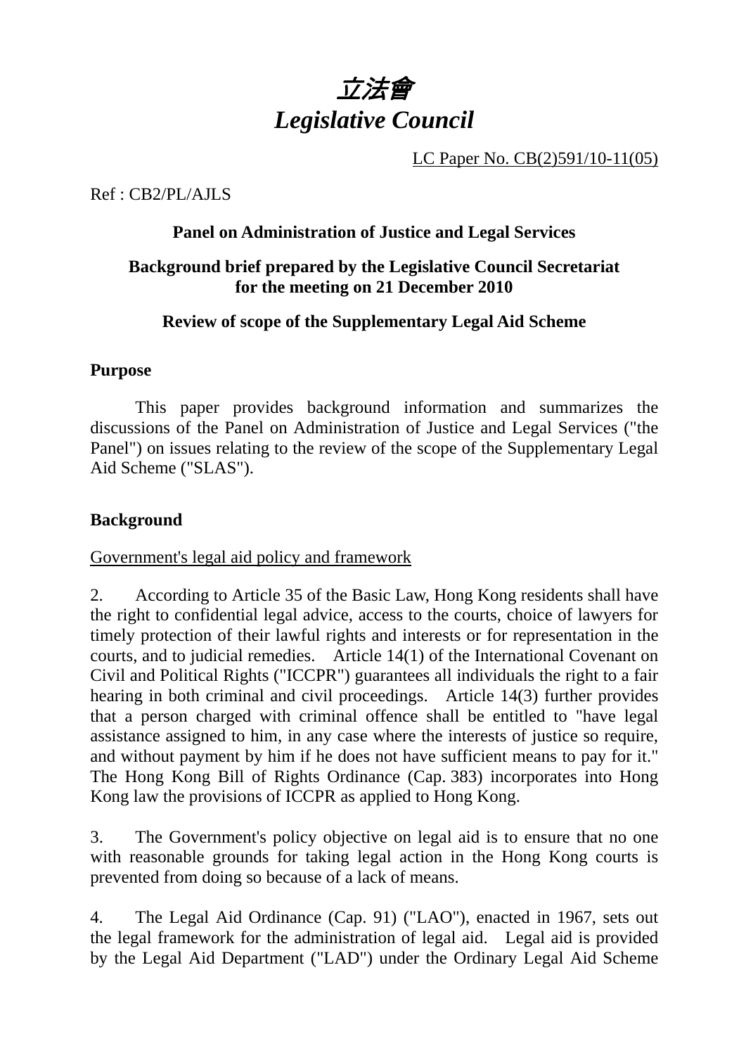# *立法會*
# *Legislative Council*

LC Paper No. CB(2)591/10-11(05)

Ref : CB2/PL/AJLS

**Panel on Administration of Justice and Legal Services**

**Background brief prepared by the Legislative Council Secretariat for the meeting on 21 December 2010**

**Review of scope of the Supplementary Legal Aid Scheme**

**Purpose**

This paper provides background information and summarizes the discussions of the Panel on Administration of Justice and Legal Services ("the Panel") on issues relating to the review of the scope of the Supplementary Legal Aid Scheme ("SLAS").

**Background**

Government's legal aid policy and framework

2. According to Article 35 of the Basic Law, Hong Kong residents shall have the right to confidential legal advice, access to the courts, choice of lawyers for timely protection of their lawful rights and interests or for representation in the courts, and to judicial remedies. Article 14(1) of the International Covenant on Civil and Political Rights ("ICCPR") guarantees all individuals the right to a fair hearing in both criminal and civil proceedings. Article 14(3) further provides that a person charged with criminal offence shall be entitled to "have legal assistance assigned to him, in any case where the interests of justice so require, and without payment by him if he does not have sufficient means to pay for it." The Hong Kong Bill of Rights Ordinance (Cap. 383) incorporates into Hong Kong law the provisions of ICCPR as applied to Hong Kong.

3. The Government's policy objective on legal aid is to ensure that no one with reasonable grounds for taking legal action in the Hong Kong courts is prevented from doing so because of a lack of means.

4. The Legal Aid Ordinance (Cap. 91) ("LAO"), enacted in 1967, sets out the legal framework for the administration of legal aid. Legal aid is provided by the Legal Aid Department ("LAD") under the Ordinary Legal Aid Scheme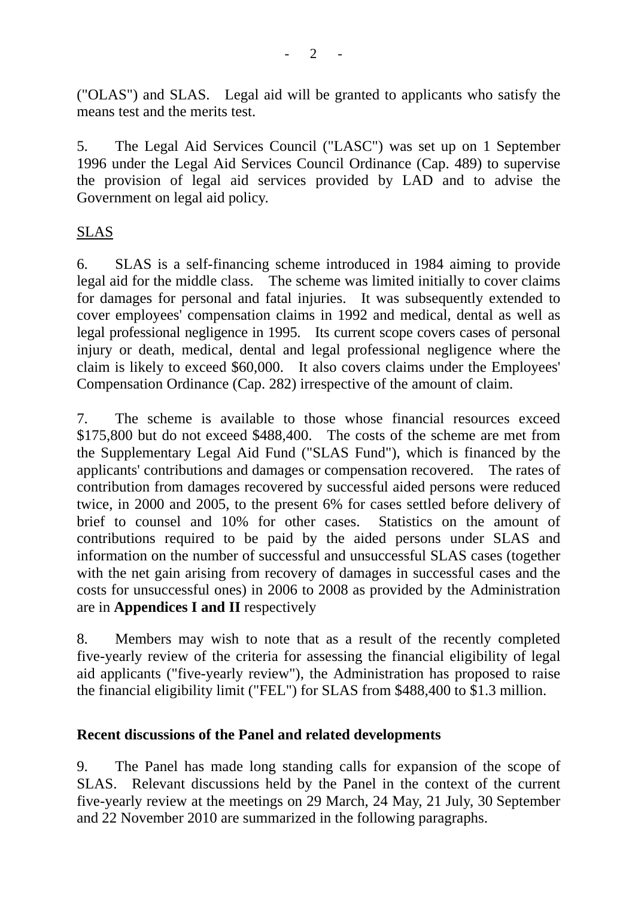("OLAS") and SLAS. Legal aid will be granted to applicants who satisfy the means test and the merits test.

5. The Legal Aid Services Council ("LASC") was set up on 1 September 1996 under the Legal Aid Services Council Ordinance (Cap. 489) to supervise the provision of legal aid services provided by LAD and to advise the Government on legal aid policy.

## SLAS

6. SLAS is a self-financing scheme introduced in 1984 aiming to provide legal aid for the middle class. The scheme was limited initially to cover claims for damages for personal and fatal injuries. It was subsequently extended to cover employees' compensation claims in 1992 and medical, dental as well as legal professional negligence in 1995. Its current scope covers cases of personal injury or death, medical, dental and legal professional negligence where the claim is likely to exceed $60,000. It also covers claims under the Employees' Compensation Ordinance (Cap. 282) irrespective of the amount of claim.

7. The scheme is available to those whose financial resources exceed $175,800 but do not exceed $488,400. The costs of the scheme are met from the Supplementary Legal Aid Fund ("SLAS Fund"), which is financed by the applicants' contributions and damages or compensation recovered. The rates of contribution from damages recovered by successful aided persons were reduced twice, in 2000 and 2005, to the present 6% for cases settled before delivery of brief to counsel and 10% for other cases. Statistics on the amount of contributions required to be paid by the aided persons under SLAS and information on the number of successful and unsuccessful SLAS cases (together with the net gain arising from recovery of damages in successful cases and the costs for unsuccessful ones) in 2006 to 2008 as provided by the Administration are in **Appendices I and II** respectively

8. Members may wish to note that as a result of the recently completed five-yearly review of the criteria for assessing the financial eligibility of legal aid applicants ("five-yearly review"), the Administration has proposed to raise the financial eligibility limit ("FEL") for SLAS from $488,400 to $1.3 million.

## Recent discussions of the Panel and related developments

9. The Panel has made long standing calls for expansion of the scope of SLAS. Relevant discussions held by the Panel in the context of the current five-yearly review at the meetings on 29 March, 24 May, 21 July, 30 September and 22 November 2010 are summarized in the following paragraphs.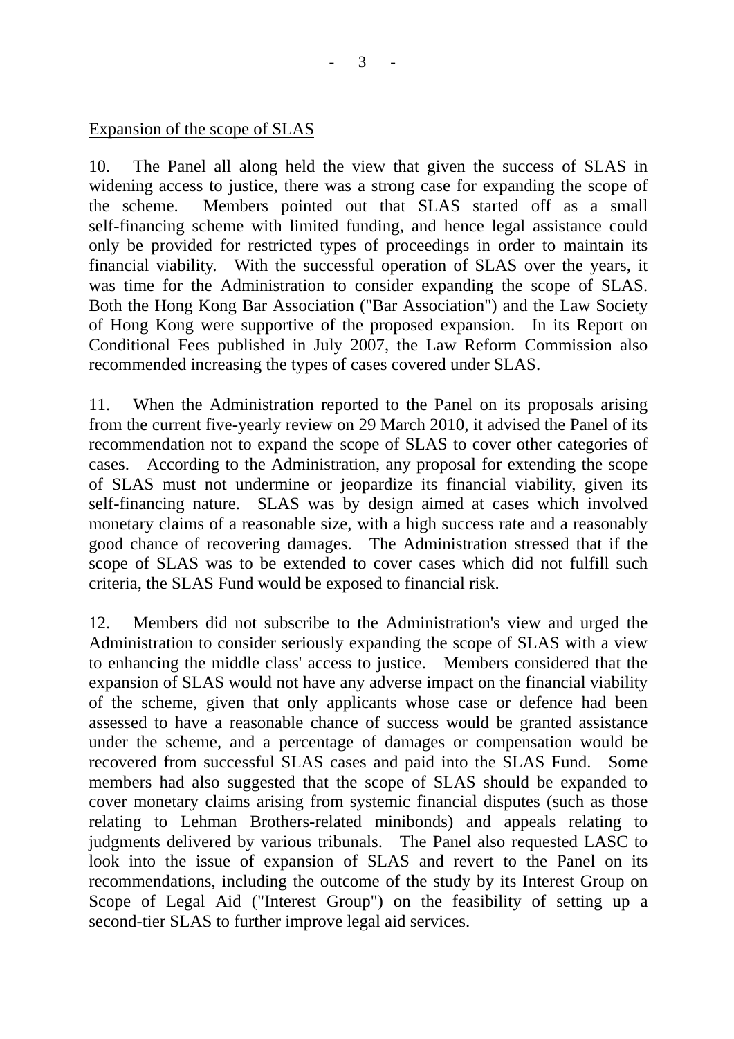Expansion of the scope of SLAS

10. The Panel all along held the view that given the success of SLAS in widening access to justice, there was a strong case for expanding the scope of the scheme. Members pointed out that SLAS started off as a small self-financing scheme with limited funding, and hence legal assistance could only be provided for restricted types of proceedings in order to maintain its financial viability. With the successful operation of SLAS over the years, it was time for the Administration to consider expanding the scope of SLAS. Both the Hong Kong Bar Association ("Bar Association") and the Law Society of Hong Kong were supportive of the proposed expansion. In its Report on Conditional Fees published in July 2007, the Law Reform Commission also recommended increasing the types of cases covered under SLAS.

11. When the Administration reported to the Panel on its proposals arising from the current five-yearly review on 29 March 2010, it advised the Panel of its recommendation not to expand the scope of SLAS to cover other categories of cases. According to the Administration, any proposal for extending the scope of SLAS must not undermine or jeopardize its financial viability, given its self-financing nature. SLAS was by design aimed at cases which involved monetary claims of a reasonable size, with a high success rate and a reasonably good chance of recovering damages. The Administration stressed that if the scope of SLAS was to be extended to cover cases which did not fulfill such criteria, the SLAS Fund would be exposed to financial risk.

12. Members did not subscribe to the Administration's view and urged the Administration to consider seriously expanding the scope of SLAS with a view to enhancing the middle class' access to justice. Members considered that the expansion of SLAS would not have any adverse impact on the financial viability of the scheme, given that only applicants whose case or defence had been assessed to have a reasonable chance of success would be granted assistance under the scheme, and a percentage of damages or compensation would be recovered from successful SLAS cases and paid into the SLAS Fund. Some members had also suggested that the scope of SLAS should be expanded to cover monetary claims arising from systemic financial disputes (such as those relating to Lehman Brothers-related minibonds) and appeals relating to judgments delivered by various tribunals. The Panel also requested LASC to look into the issue of expansion of SLAS and revert to the Panel on its recommendations, including the outcome of the study by its Interest Group on Scope of Legal Aid ("Interest Group") on the feasibility of setting up a second-tier SLAS to further improve legal aid services.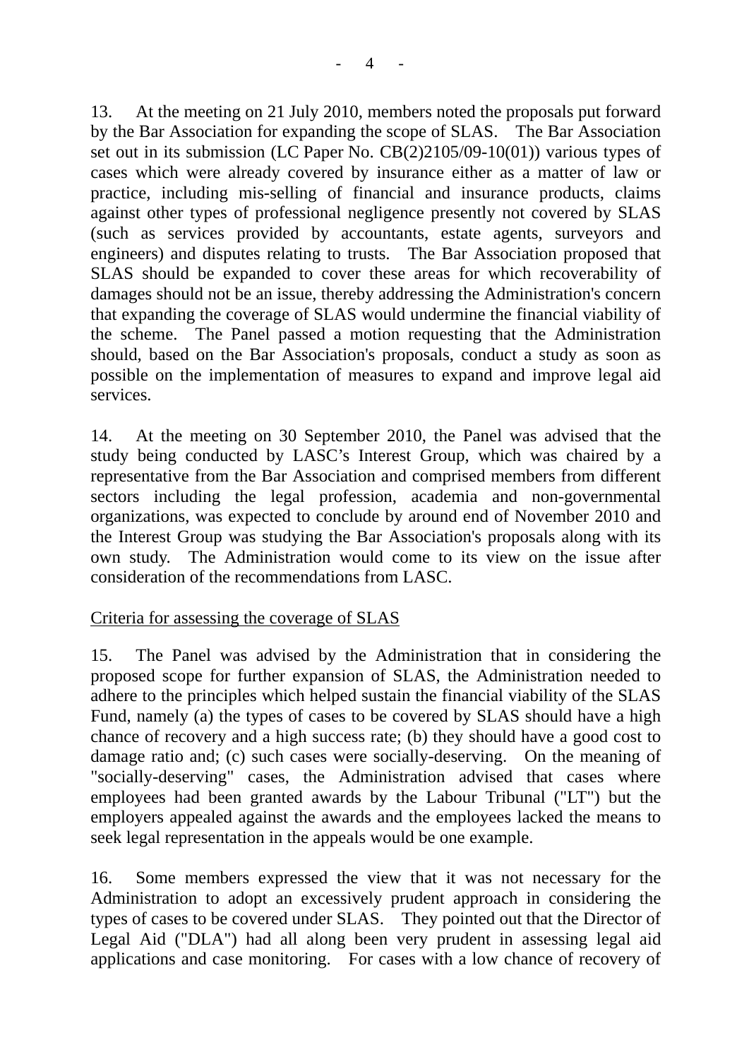13. At the meeting on 21 July 2010, members noted the proposals put forward by the Bar Association for expanding the scope of SLAS. The Bar Association set out in its submission (LC Paper No. CB(2)2105/09-10(01)) various types of cases which were already covered by insurance either as a matter of law or practice, including mis-selling of financial and insurance products, claims against other types of professional negligence presently not covered by SLAS (such as services provided by accountants, estate agents, surveyors and engineers) and disputes relating to trusts. The Bar Association proposed that SLAS should be expanded to cover these areas for which recoverability of damages should not be an issue, thereby addressing the Administration's concern that expanding the coverage of SLAS would undermine the financial viability of the scheme. The Panel passed a motion requesting that the Administration should, based on the Bar Association's proposals, conduct a study as soon as possible on the implementation of measures to expand and improve legal aid services.

14. At the meeting on 30 September 2010, the Panel was advised that the study being conducted by LASC's Interest Group, which was chaired by a representative from the Bar Association and comprised members from different sectors including the legal profession, academia and non-governmental organizations, was expected to conclude by around end of November 2010 and the Interest Group was studying the Bar Association's proposals along with its own study. The Administration would come to its view on the issue after consideration of the recommendations from LASC.

Criteria for assessing the coverage of SLAS

15. The Panel was advised by the Administration that in considering the proposed scope for further expansion of SLAS, the Administration needed to adhere to the principles which helped sustain the financial viability of the SLAS Fund, namely (a) the types of cases to be covered by SLAS should have a high chance of recovery and a high success rate; (b) they should have a good cost to damage ratio and; (c) such cases were socially-deserving. On the meaning of "socially-deserving" cases, the Administration advised that cases where employees had been granted awards by the Labour Tribunal ("LT") but the employers appealed against the awards and the employees lacked the means to seek legal representation in the appeals would be one example.

16. Some members expressed the view that it was not necessary for the Administration to adopt an excessively prudent approach in considering the types of cases to be covered under SLAS. They pointed out that the Director of Legal Aid ("DLA") had all along been very prudent in assessing legal aid applications and case monitoring. For cases with a low chance of recovery of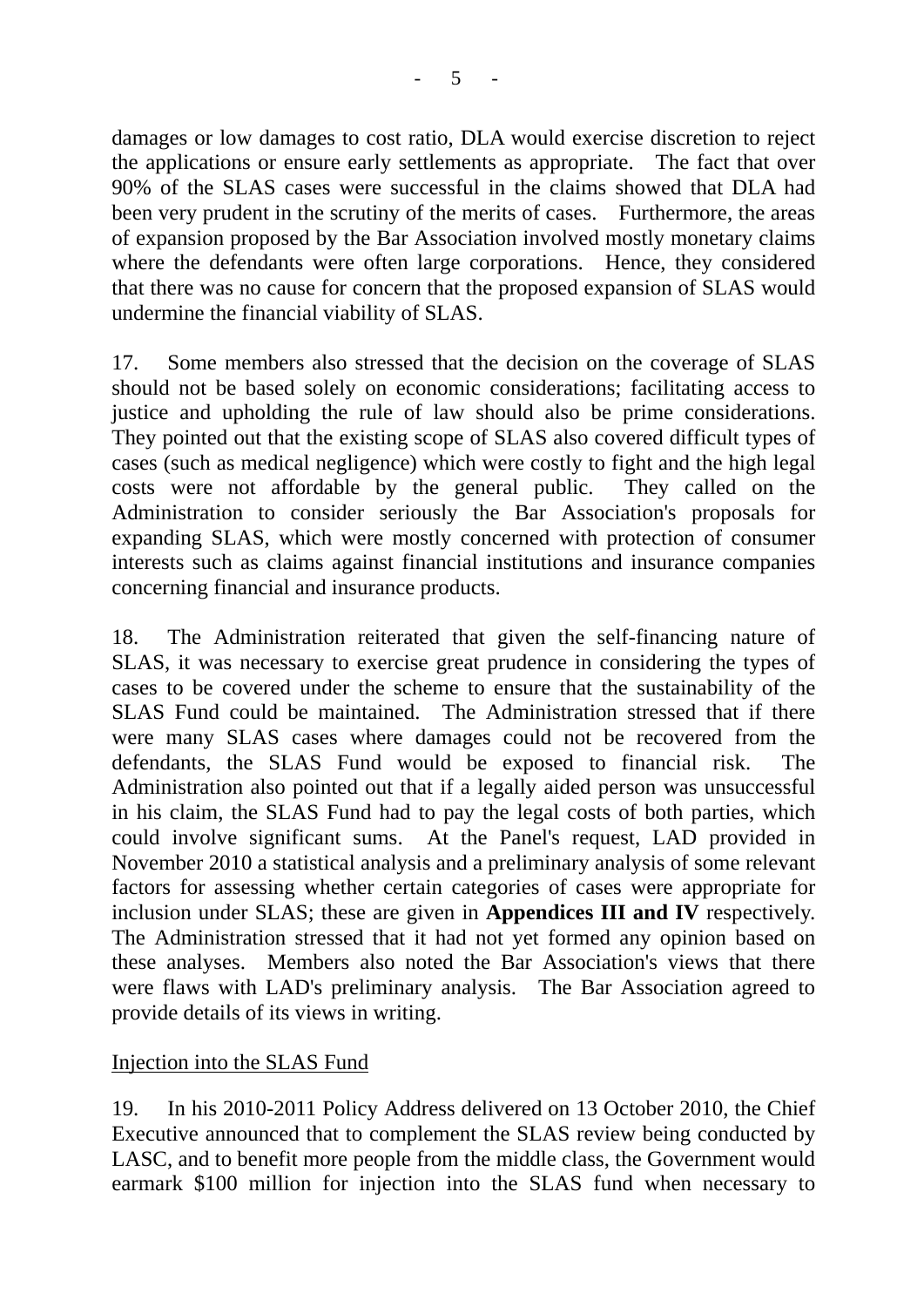damages or low damages to cost ratio, DLA would exercise discretion to reject the applications or ensure early settlements as appropriate. The fact that over 90% of the SLAS cases were successful in the claims showed that DLA had been very prudent in the scrutiny of the merits of cases. Furthermore, the areas of expansion proposed by the Bar Association involved mostly monetary claims where the defendants were often large corporations. Hence, they considered that there was no cause for concern that the proposed expansion of SLAS would undermine the financial viability of SLAS.

17. Some members also stressed that the decision on the coverage of SLAS should not be based solely on economic considerations; facilitating access to justice and upholding the rule of law should also be prime considerations. They pointed out that the existing scope of SLAS also covered difficult types of cases (such as medical negligence) which were costly to fight and the high legal costs were not affordable by the general public. They called on the Administration to consider seriously the Bar Association's proposals for expanding SLAS, which were mostly concerned with protection of consumer interests such as claims against financial institutions and insurance companies concerning financial and insurance products.

18. The Administration reiterated that given the self-financing nature of SLAS, it was necessary to exercise great prudence in considering the types of cases to be covered under the scheme to ensure that the sustainability of the SLAS Fund could be maintained. The Administration stressed that if there were many SLAS cases where damages could not be recovered from the defendants, the SLAS Fund would be exposed to financial risk. The Administration also pointed out that if a legally aided person was unsuccessful in his claim, the SLAS Fund had to pay the legal costs of both parties, which could involve significant sums. At the Panel's request, LAD provided in November 2010 a statistical analysis and a preliminary analysis of some relevant factors for assessing whether certain categories of cases were appropriate for inclusion under SLAS; these are given in **Appendices III and IV** respectively. The Administration stressed that it had not yet formed any opinion based on these analyses. Members also noted the Bar Association's views that there were flaws with LAD's preliminary analysis. The Bar Association agreed to provide details of its views in writing.

<u>Injection into the SLAS Fund</u>

19. In his 2010-2011 Policy Address delivered on 13 October 2010, the Chief Executive announced that to complement the SLAS review being conducted by LASC, and to benefit more people from the middle class, the Government would earmark $100 million for injection into the SLAS fund when necessary to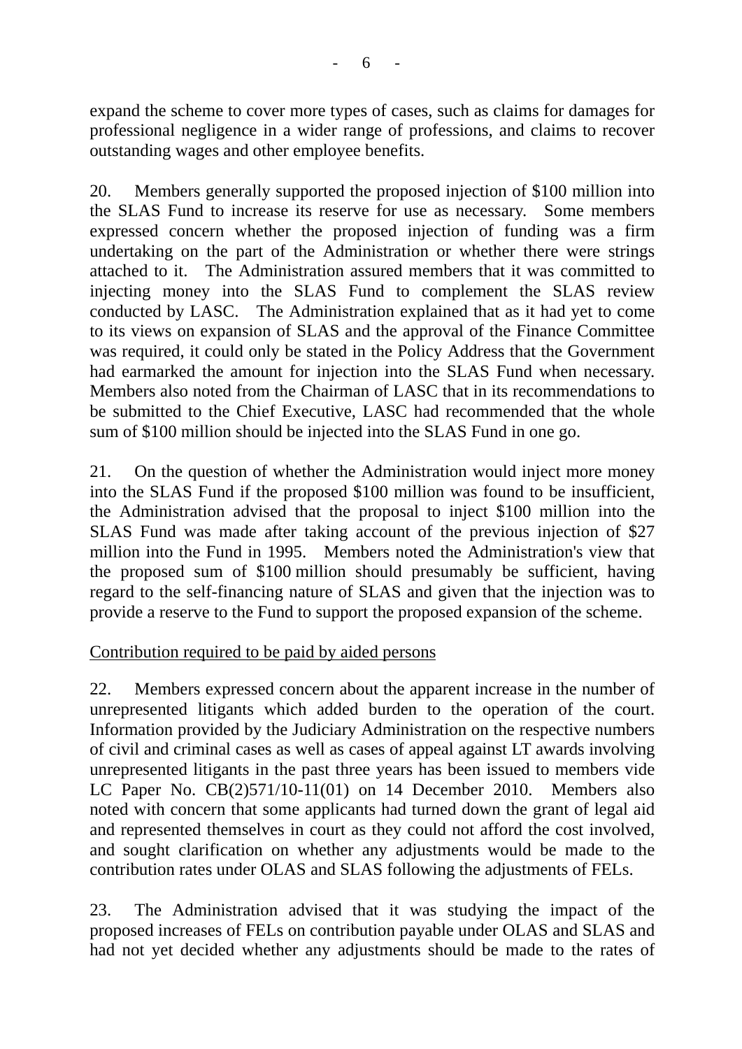expand the scheme to cover more types of cases, such as claims for damages for professional negligence in a wider range of professions, and claims to recover outstanding wages and other employee benefits.

20. Members generally supported the proposed injection of $100 million into the SLAS Fund to increase its reserve for use as necessary. Some members expressed concern whether the proposed injection of funding was a firm undertaking on the part of the Administration or whether there were strings attached to it. The Administration assured members that it was committed to injecting money into the SLAS Fund to complement the SLAS review conducted by LASC. The Administration explained that as it had yet to come to its views on expansion of SLAS and the approval of the Finance Committee was required, it could only be stated in the Policy Address that the Government had earmarked the amount for injection into the SLAS Fund when necessary. Members also noted from the Chairman of LASC that in its recommendations to be submitted to the Chief Executive, LASC had recommended that the whole sum of $100 million should be injected into the SLAS Fund in one go.

21. On the question of whether the Administration would inject more money into the SLAS Fund if the proposed $100 million was found to be insufficient, the Administration advised that the proposal to inject $100 million into the SLAS Fund was made after taking account of the previous injection of $27 million into the Fund in 1995. Members noted the Administration's view that the proposed sum of $100 million should presumably be sufficient, having regard to the self-financing nature of SLAS and given that the injection was to provide a reserve to the Fund to support the proposed expansion of the scheme.

<u>Contribution required to be paid by aided persons</u>

22. Members expressed concern about the apparent increase in the number of unrepresented litigants which added burden to the operation of the court. Information provided by the Judiciary Administration on the respective numbers of civil and criminal cases as well as cases of appeal against LT awards involving unrepresented litigants in the past three years has been issued to members vide LC Paper No. CB(2)571/10-11(01) on 14 December 2010. Members also noted with concern that some applicants had turned down the grant of legal aid and represented themselves in court as they could not afford the cost involved, and sought clarification on whether any adjustments would be made to the contribution rates under OLAS and SLAS following the adjustments of FELs.

23. The Administration advised that it was studying the impact of the proposed increases of FELs on contribution payable under OLAS and SLAS and had not yet decided whether any adjustments should be made to the rates of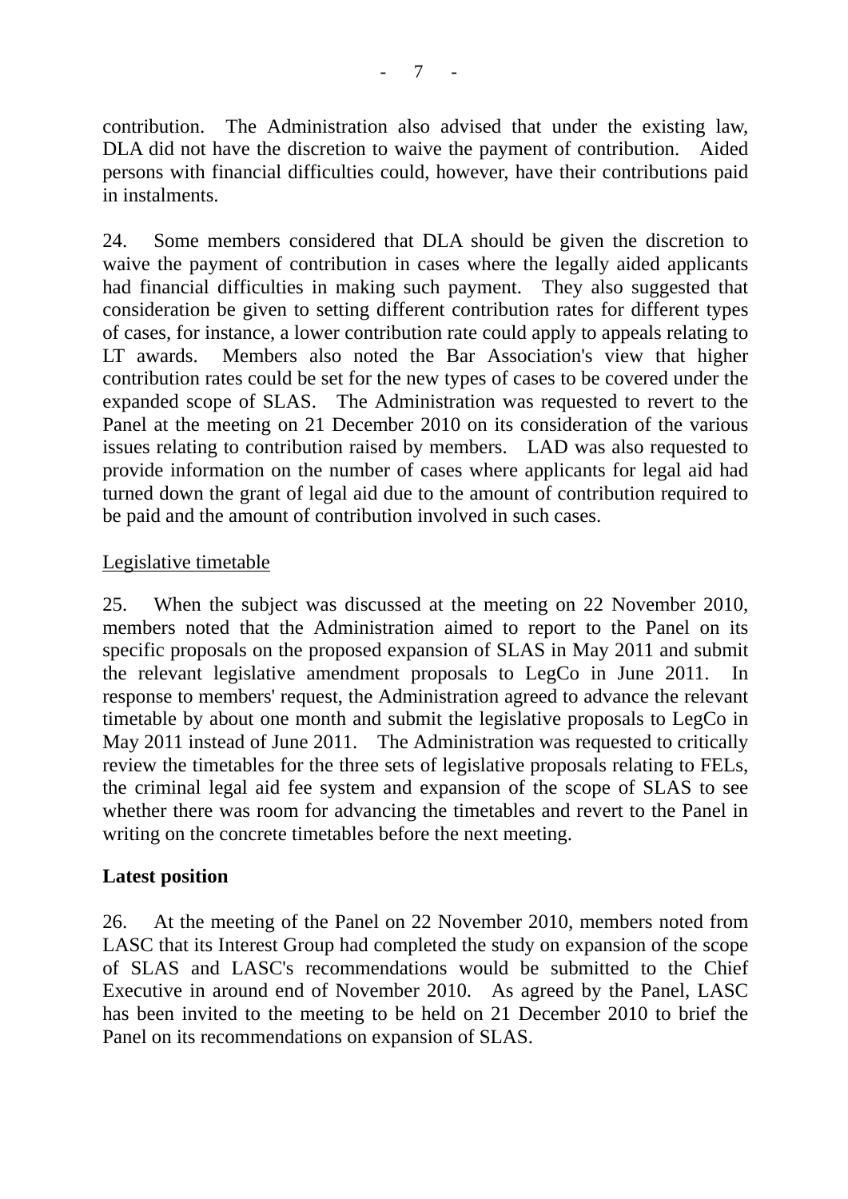contribution. The Administration also advised that under the existing law, DLA did not have the discretion to waive the payment of contribution. Aided persons with financial difficulties could, however, have their contributions paid in instalments.

24. Some members considered that DLA should be given the discretion to waive the payment of contribution in cases where the legally aided applicants had financial difficulties in making such payment. They also suggested that consideration be given to setting different contribution rates for different types of cases, for instance, a lower contribution rate could apply to appeals relating to LT awards. Members also noted the Bar Association's view that higher contribution rates could be set for the new types of cases to be covered under the expanded scope of SLAS. The Administration was requested to revert to the Panel at the meeting on 21 December 2010 on its consideration of the various issues relating to contribution raised by members. LAD was also requested to provide information on the number of cases where applicants for legal aid had turned down the grant of legal aid due to the amount of contribution required to be paid and the amount of contribution involved in such cases.

<u>Legislative timetable</u>

25. When the subject was discussed at the meeting on 22 November 2010, members noted that the Administration aimed to report to the Panel on its specific proposals on the proposed expansion of SLAS in May 2011 and submit the relevant legislative amendment proposals to LegCo in June 2011. In response to members' request, the Administration agreed to advance the relevant timetable by about one month and submit the legislative proposals to LegCo in May 2011 instead of June 2011. The Administration was requested to critically review the timetables for the three sets of legislative proposals relating to FELs, the criminal legal aid fee system and expansion of the scope of SLAS to see whether there was room for advancing the timetables and revert to the Panel in writing on the concrete timetables before the next meeting.

**Latest position**

26. At the meeting of the Panel on 22 November 2010, members noted from LASC that its Interest Group had completed the study on expansion of the scope of SLAS and LASC's recommendations would be submitted to the Chief Executive in around end of November 2010. As agreed by the Panel, LASC has been invited to the meeting to be held on 21 December 2010 to brief the Panel on its recommendations on expansion of SLAS.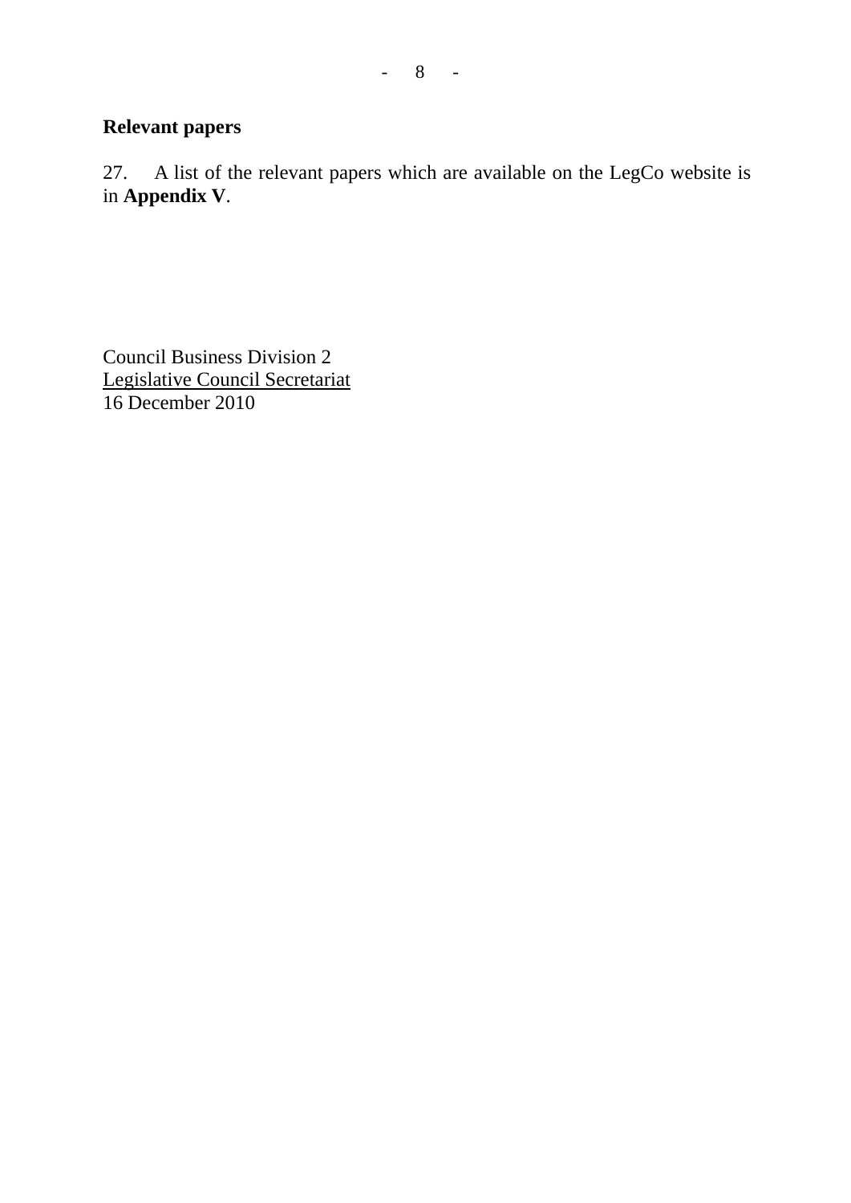## Relevant papers

27. A list of the relevant papers which are available on the LegCo website is in **Appendix V**.

Council Business Division 2
Legislative Council Secretariat
16 December 2010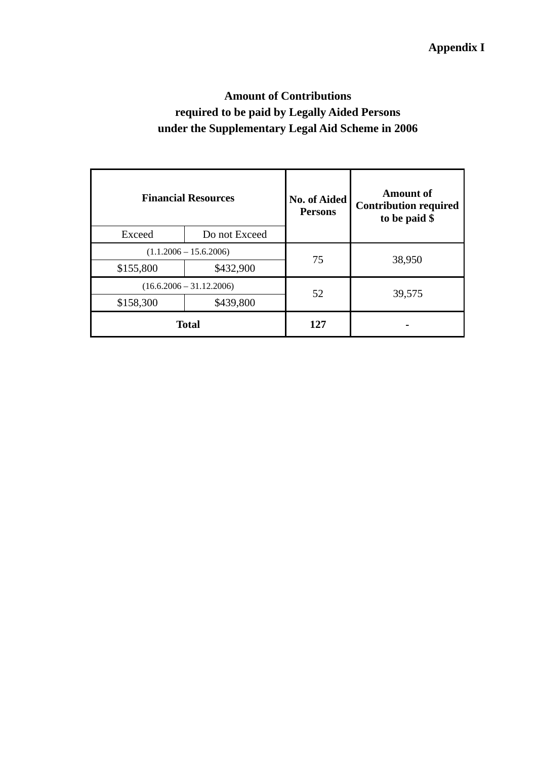**Appendix I**

**Amount of Contributions**
**required to be paid by Legally Aided Persons**
**under the Supplementary Legal Aid Scheme in 2006**

| **Financial Resources** | | **No. of Aided Persons** | **Amount of Contribution required to be paid $** |
|---|---|---|---|
| Exceed | Do not Exceed | | |
| (1.1.2006 – 15.6.2006) | | 75 | 38,950 |
| $155,800 | $432,900 | | |
| (16.6.2006 – 31.12.2006) | | 52 | 39,575 |
| $158,300 | $439,800 | | |
| **Total** | | **127** | **-** |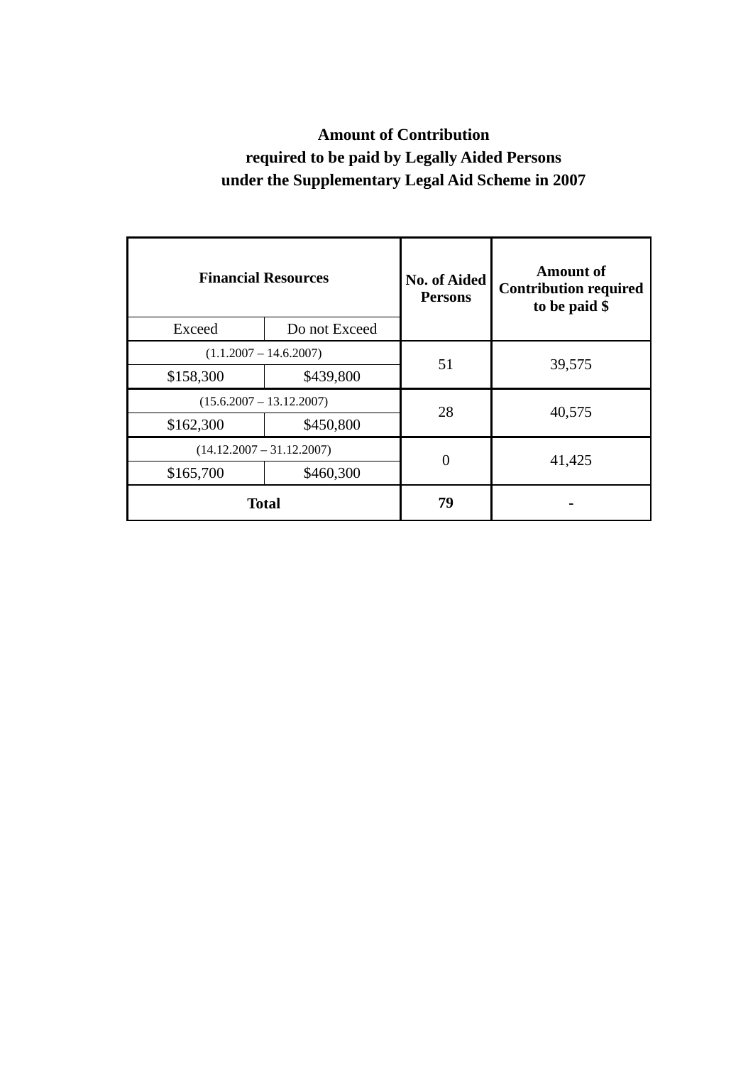**Amount of Contribution**
**required to be paid by Legally Aided Persons**
**under the Supplementary Legal Aid Scheme in 2007**

| **Financial Resources** | | **No. of Aided Persons** | **Amount of Contribution required to be paid $** |
|---|---|---|---|
| Exceed | Do not Exceed | | |
| (1.1.2007 – 14.6.2007) | | 51 | 39,575 |
| $158,300 | $439,800 | | |
| (15.6.2007 – 13.12.2007) | | 28 | 40,575 |
| $162,300 | $450,800 | | |
| (14.12.2007 – 31.12.2007) | | 0 | 41,425 |
| $165,700 | $460,300 | | |
| **Total** | | **79** | **-** |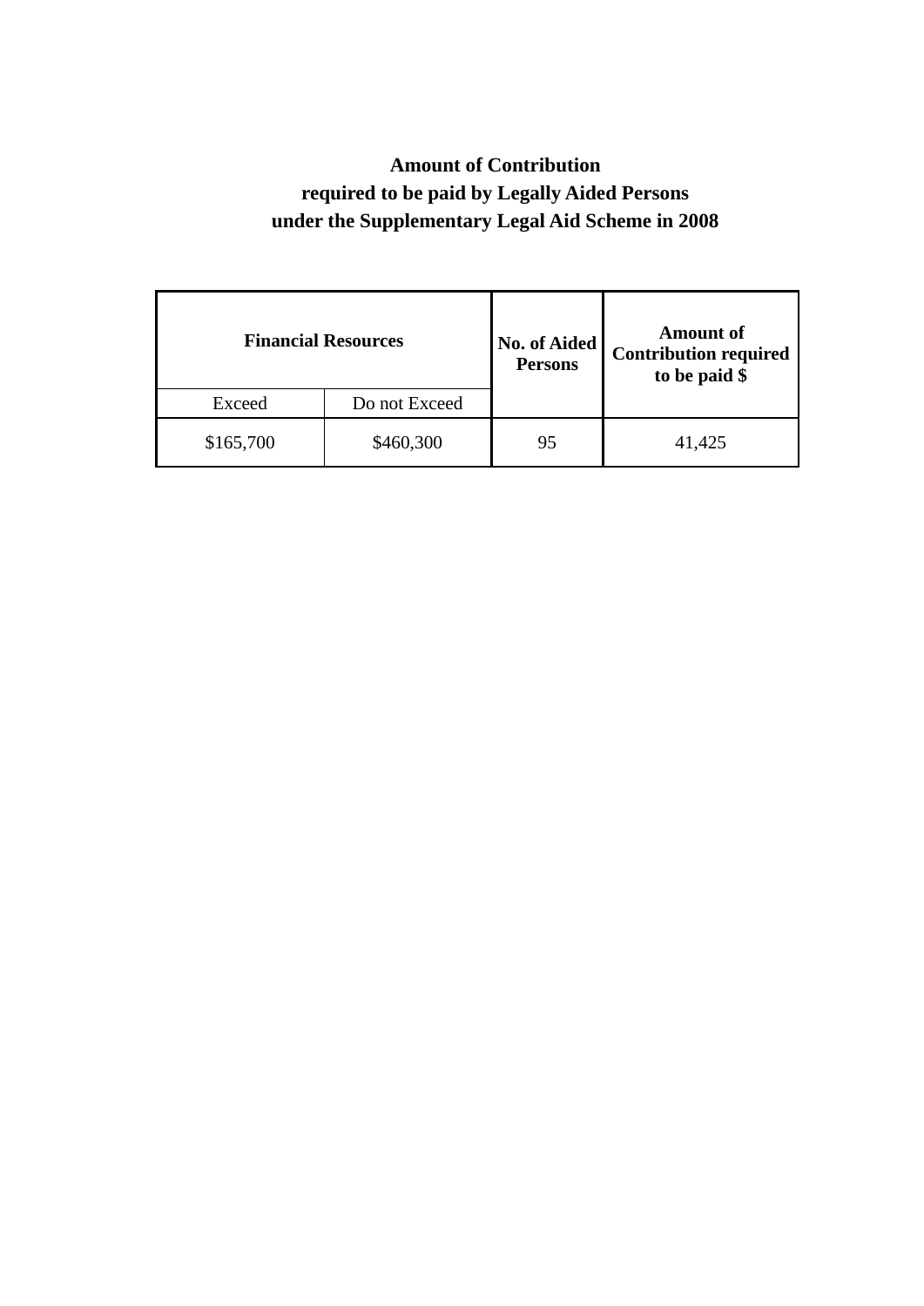**Amount of Contribution**
**required to be paid by Legally Aided Persons**
**under the Supplementary Legal Aid Scheme in 2008**

| **Financial Resources** | | **No. of Aided Persons** | **Amount of Contribution required to be paid $** |
|---|---|---|---|
| Exceed | Do not Exceed | | |
| $165,700 | $460,300 | 95 | 41,425 |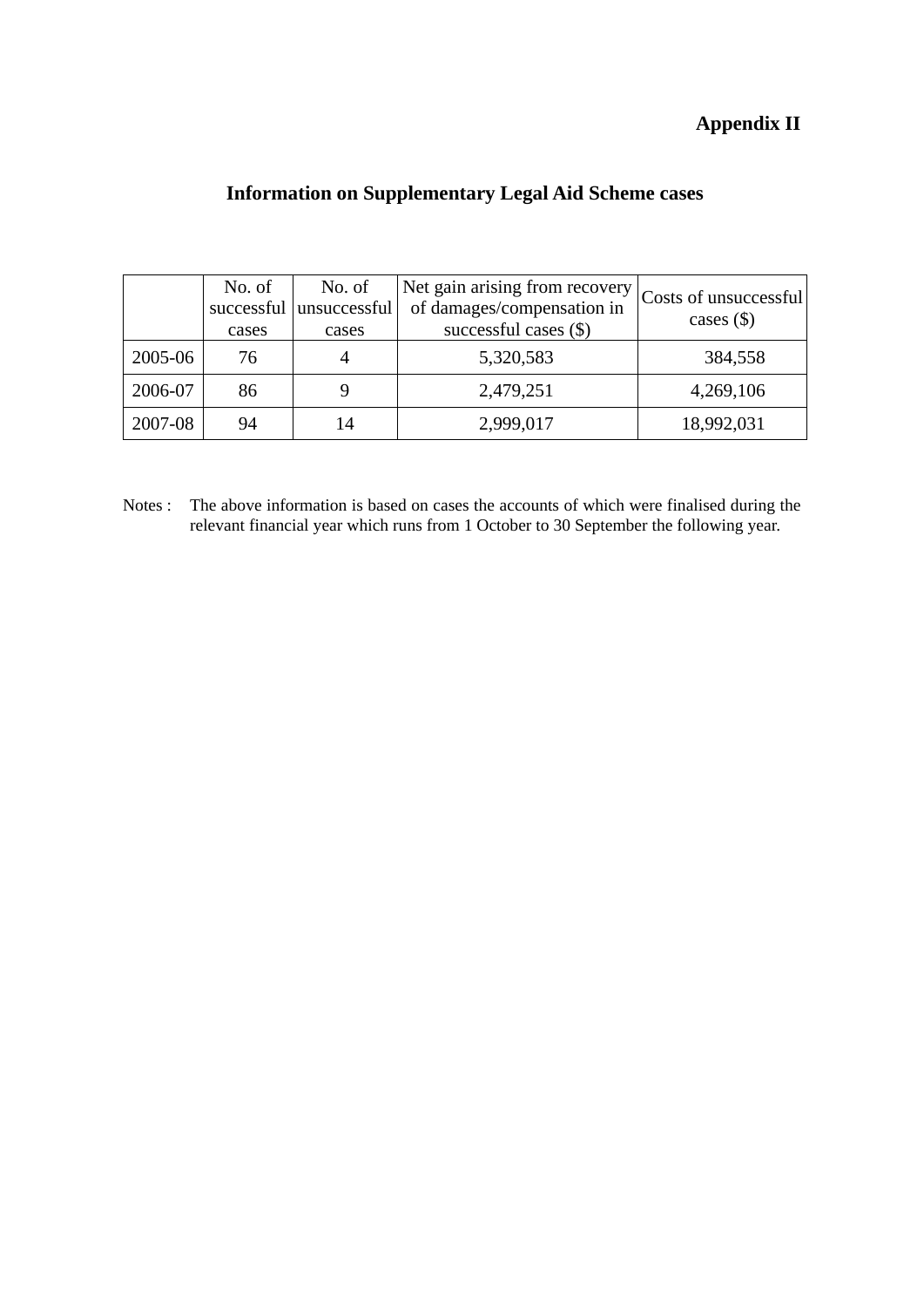**Appendix II**

## Information on Supplementary Legal Aid Scheme cases

| | No. of successful cases | No. of unsuccessful cases | Net gain arising from recovery of damages/compensation in successful cases ($) | Costs of unsuccessful cases ($) |
|---|---|---|---|---|
| 2005-06 | 76 | 4 | 5,320,583 | 384,558 |
| 2006-07 | 86 | 9 | 2,479,251 | 4,269,106 |
| 2007-08 | 94 | 14 | 2,999,017 | 18,992,031 |

Notes : The above information is based on cases the accounts of which were finalised during the relevant financial year which runs from 1 October to 30 September the following year.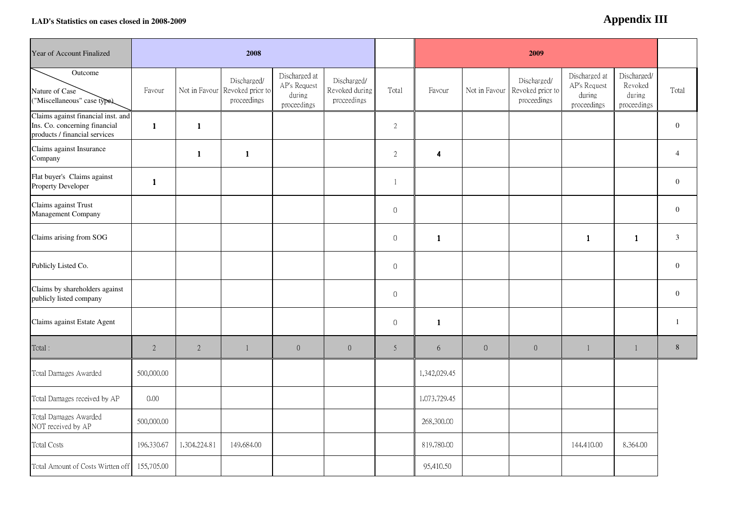**LAD's Statistics on cases closed in 2008-2009**

# Appendix III

| Year of Account Finalized | 2008 | | | | | | 2009 | | | | | |
|---|---|---|---|---|---|---|---|---|---|---|---|---|
| Outcome / Nature of Case ("Miscellaneous" case type) | Favour | Not in Favour | Discharged/ Revoked prior to proceedings | Discharged at AP's Request during proceedings | Discharged/ Revoked during proceedings | Total | Favour | Not in Favour | Discharged/ Revoked prior to proceedings | Discharged at AP's Request during proceedings | Discharged/ Revoked during proceedings | Total |
| Claims against financial inst. and Ins. Co. concerning financial products / financial services | **1** | **1** | | | | 2 | | | | | | 0 |
| Claims against Insurance Company | | **1** | **1** | | | 2 | **4** | | | | | 4 |
| Flat buyer's Claims against Property Developer | **1** | | | | | 1 | | | | | | 0 |
| Claims against Trust Management Company | | | | | | 0 | | | | | | 0 |
| Claims arising from SOG | | | | | | 0 | **1** | | | **1** | **1** | 3 |
| Publicly Listed Co. | | | | | | 0 | | | | | | 0 |
| Claims by shareholders against publicly listed company | | | | | | 0 | | | | | | 0 |
| Claims against Estate Agent | | | | | | 0 | **1** | | | | | 1 |
| Total : | 2 | 2 | 1 | 0 | 0 | 5 | 6 | 0 | 0 | 1 | 1 | 8 |
| Total Damages Awarded | 500,000.00 | | | | | | 1,342,029.45 | | | | | |
| Total Damages received by AP | 0.00 | | | | | | 1,073,729.45 | | | | | |
| Total Damages Awarded NOT received by AP | 500,000.00 | | | | | | 268,300.00 | | | | | |
| Total Costs | 196,330.67 | 1,304,224.81 | 149,684.00 | | | | 819,780.00 | | | 144,410.00 | 8,364.00 | |
| Total Amount of Costs Wirtten off | 155,705.00 | | | | | | 95,410.50 | | | | | |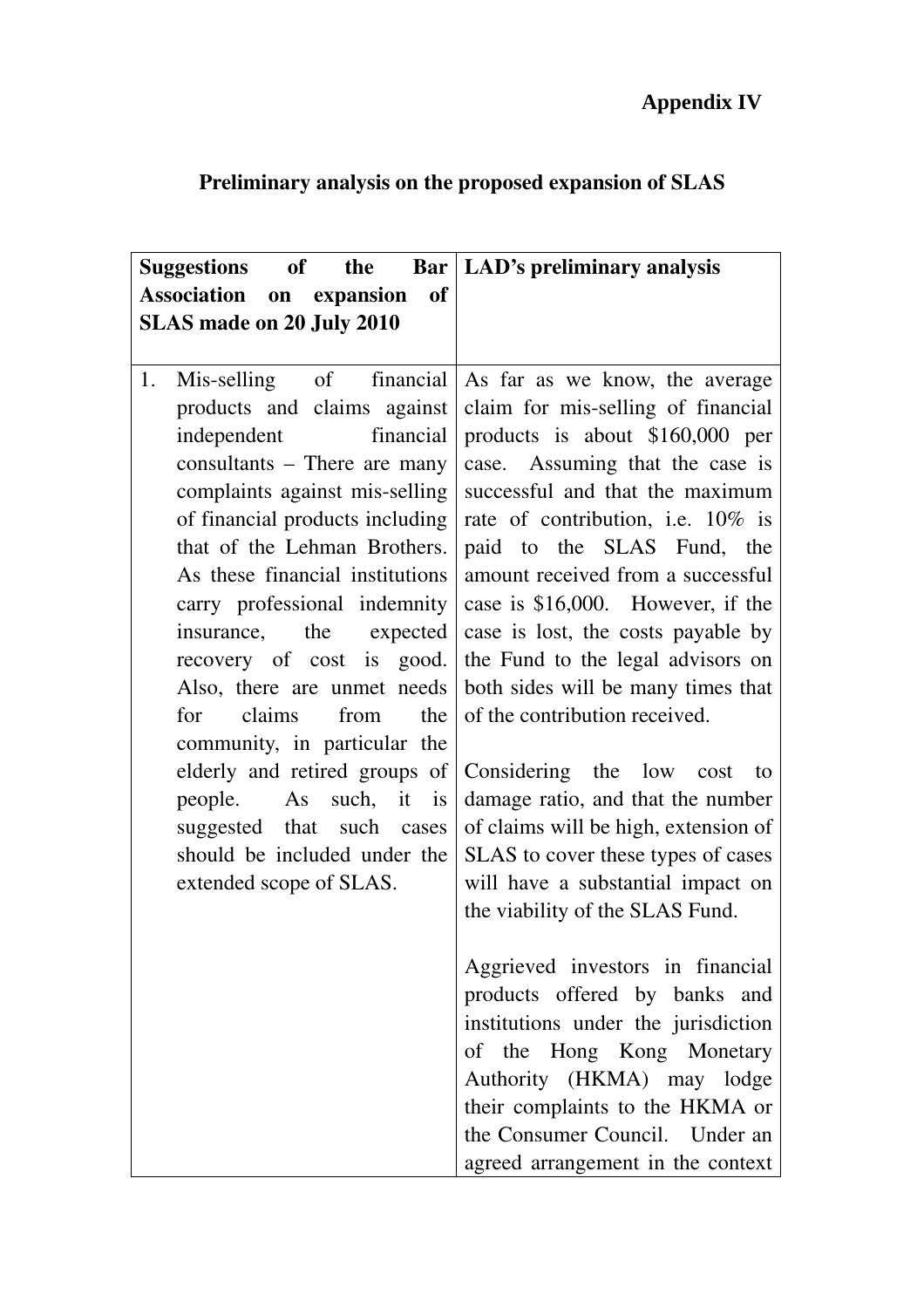**Appendix IV**

## Preliminary analysis on the proposed expansion of SLAS

| Suggestions of the Bar Association on expansion of SLAS made on 20 July 2010 | LAD's preliminary analysis |
|---|---|
| 1. Mis-selling of financial products and claims against independent financial consultants – There are many complaints against mis-selling of financial products including that of the Lehman Brothers. As these financial institutions carry professional indemnity insurance, the expected recovery of cost is good. Also, there are unmet needs for claims from the community, in particular the elderly and retired groups of people. As such, it is suggested that such cases should be included under the extended scope of SLAS. | As far as we know, the average claim for mis-selling of financial products is about $160,000 per case. Assuming that the case is successful and that the maximum rate of contribution, i.e. 10% is paid to the SLAS Fund, the amount received from a successful case is $16,000. However, if the case is lost, the costs payable by the Fund to the legal advisors on both sides will be many times that of the contribution received.<br><br>Considering the low cost to damage ratio, and that the number of claims will be high, extension of SLAS to cover these types of cases will have a substantial impact on the viability of the SLAS Fund.<br><br>Aggrieved investors in financial products offered by banks and institutions under the jurisdiction of the Hong Kong Monetary Authority (HKMA) may lodge their complaints to the HKMA or the Consumer Council. Under an agreed arrangement in the context |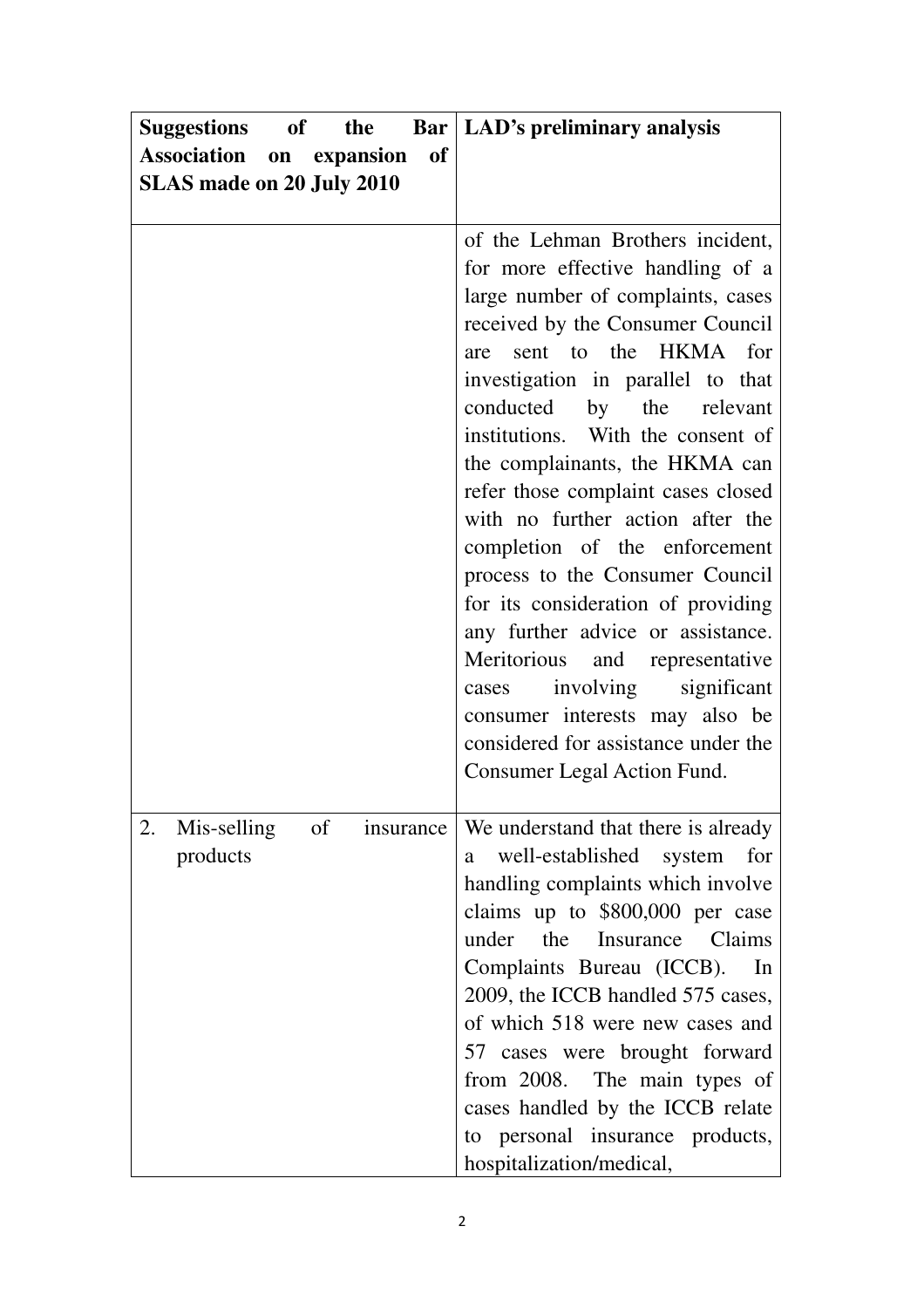| Suggestions of the Bar Association on expansion of SLAS made on 20 July 2010 | LAD's preliminary analysis |
| --- | --- |
| | of the Lehman Brothers incident, for more effective handling of a large number of complaints, cases received by the Consumer Council are sent to the HKMA for investigation in parallel to that conducted by the relevant institutions. With the consent of the complainants, the HKMA can refer those complaint cases closed with no further action after the completion of the enforcement process to the Consumer Council for its consideration of providing any further advice or assistance. Meritorious and representative cases involving significant consumer interests may also be considered for assistance under the Consumer Legal Action Fund. |
| 2. Mis-selling of insurance products | We understand that there is already a well-established system for handling complaints which involve claims up to $800,000 per case under the Insurance Claims Complaints Bureau (ICCB). In 2009, the ICCB handled 575 cases, of which 518 were new cases and 57 cases were brought forward from 2008. The main types of cases handled by the ICCB relate to personal insurance products, hospitalization/medical, |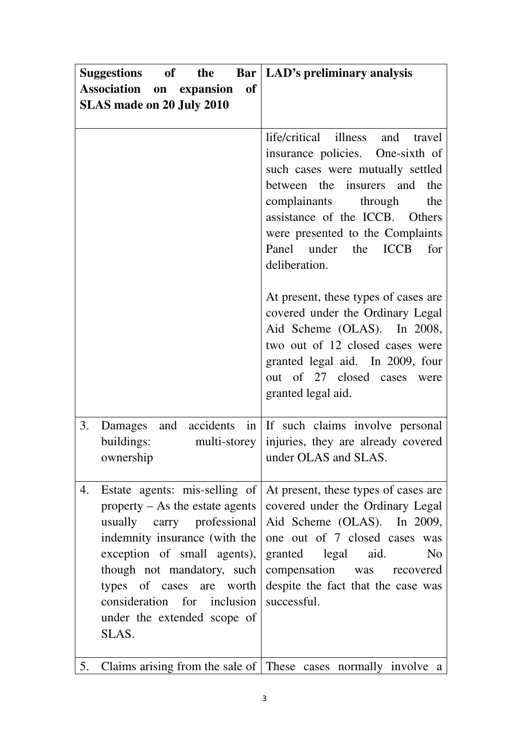| Suggestions of the Bar Association on expansion of SLAS made on 20 July 2010 | LAD's preliminary analysis |
|---|---|
| | life/critical illness and travel insurance policies. One-sixth of such cases were mutually settled between the insurers and the complainants through the assistance of the ICCB. Others were presented to the Complaints Panel under the ICCB for deliberation.<br><br>At present, these types of cases are covered under the Ordinary Legal Aid Scheme (OLAS). In 2008, two out of 12 closed cases were granted legal aid. In 2009, four out of 27 closed cases were granted legal aid. |
| 3. Damages and accidents in buildings: multi-storey ownership | If such claims involve personal injuries, they are already covered under OLAS and SLAS. |
| 4. Estate agents: mis-selling of property – As the estate agents usually carry professional indemnity insurance (with the exception of small agents), though not mandatory, such types of cases are worth consideration for inclusion under the extended scope of SLAS. | At present, these types of cases are covered under the Ordinary Legal Aid Scheme (OLAS). In 2009, one out of 7 closed cases was granted legal aid. No compensation was recovered despite the fact that the case was successful. |
| 5. Claims arising from the sale of | These cases normally involve a |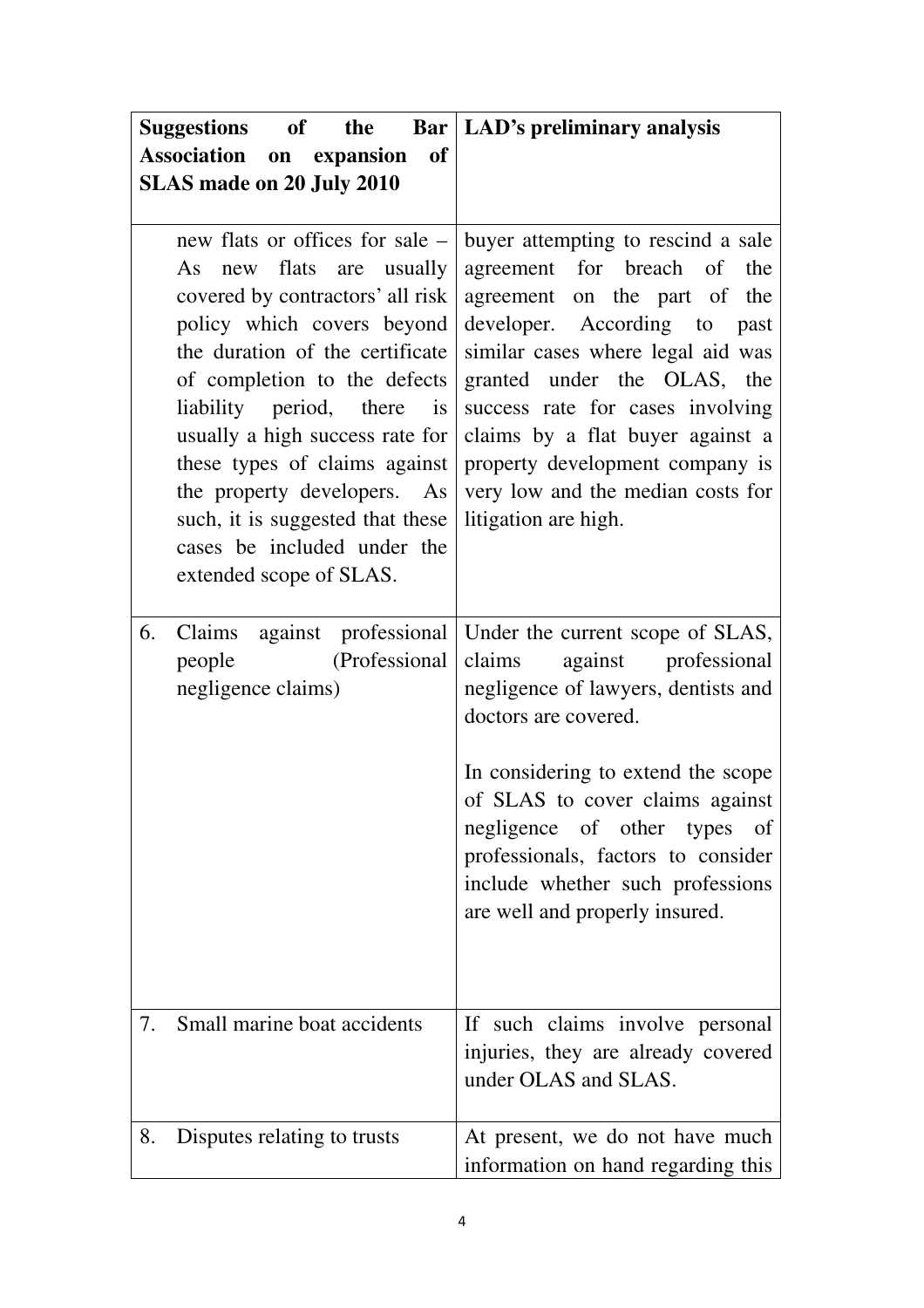| Suggestions of the Bar Association on expansion of SLAS made on 20 July 2010 | LAD's preliminary analysis |
| --- | --- |
| new flats or offices for sale – As new flats are usually covered by contractors' all risk policy which covers beyond the duration of the certificate of completion to the defects liability period, there is usually a high success rate for these types of claims against the property developers. As such, it is suggested that these cases be included under the extended scope of SLAS. | buyer attempting to rescind a sale agreement for breach of the agreement on the part of the developer. According to past similar cases where legal aid was granted under the OLAS, the success rate for cases involving claims by a flat buyer against a property development company is very low and the median costs for litigation are high. |
| 6. Claims against professional people (Professional negligence claims) | Under the current scope of SLAS, claims against professional negligence of lawyers, dentists and doctors are covered.<br><br>In considering to extend the scope of SLAS to cover claims against negligence of other types of professionals, factors to consider include whether such professions are well and properly insured. |
| 7. Small marine boat accidents | If such claims involve personal injuries, they are already covered under OLAS and SLAS. |
| 8. Disputes relating to trusts | At present, we do not have much information on hand regarding this |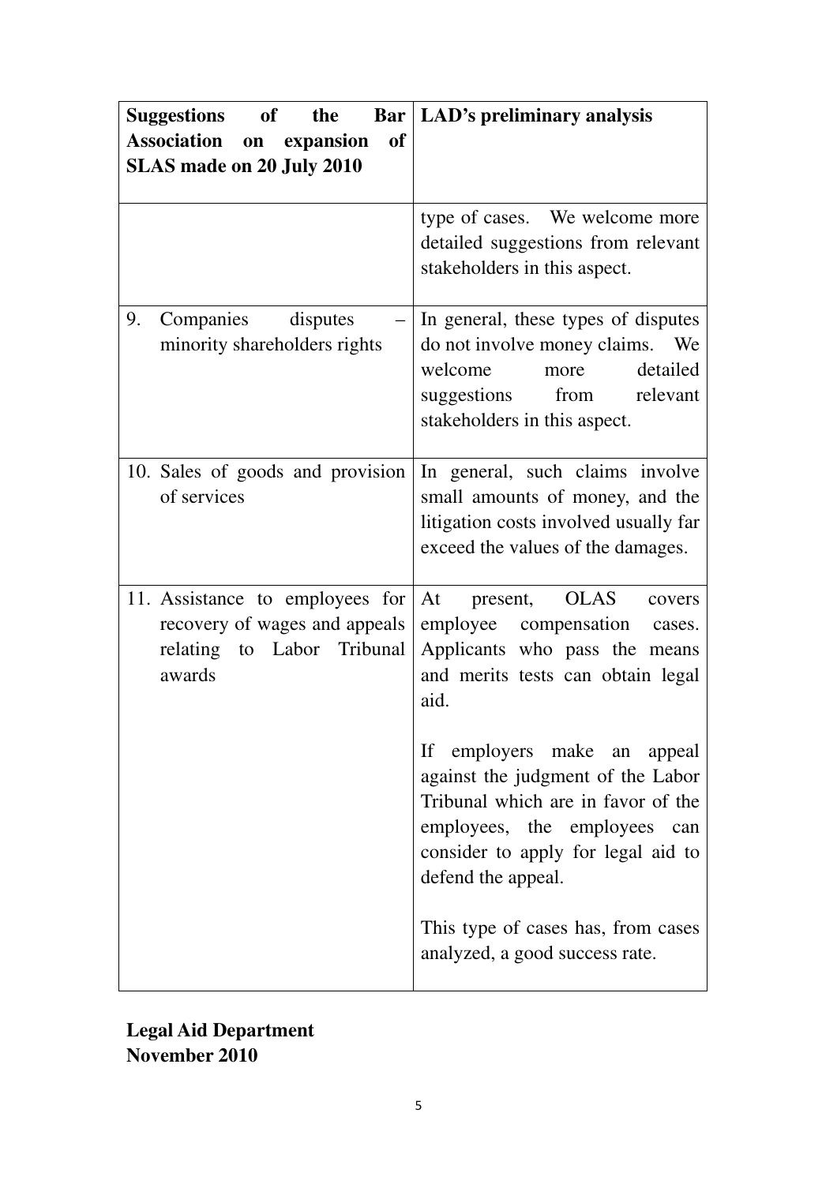| Suggestions of the Bar Association on expansion of SLAS made on 20 July 2010 | LAD's preliminary analysis |
| --- | --- |
| | type of cases. We welcome more detailed suggestions from relevant stakeholders in this aspect. |
| 9. Companies disputes – minority shareholders rights | In general, these types of disputes do not involve money claims. We welcome more detailed suggestions from relevant stakeholders in this aspect. |
| 10. Sales of goods and provision of services | In general, such claims involve small amounts of money, and the litigation costs involved usually far exceed the values of the damages. |
| 11. Assistance to employees for recovery of wages and appeals relating to Labor Tribunal awards | At present, OLAS covers employee compensation cases. Applicants who pass the means and merits tests can obtain legal aid.<br><br>If employers make an appeal against the judgment of the Labor Tribunal which are in favor of the employees, the employees can consider to apply for legal aid to defend the appeal.<br><br>This type of cases has, from cases analyzed, a good success rate. |

**Legal Aid Department**
**November 2010**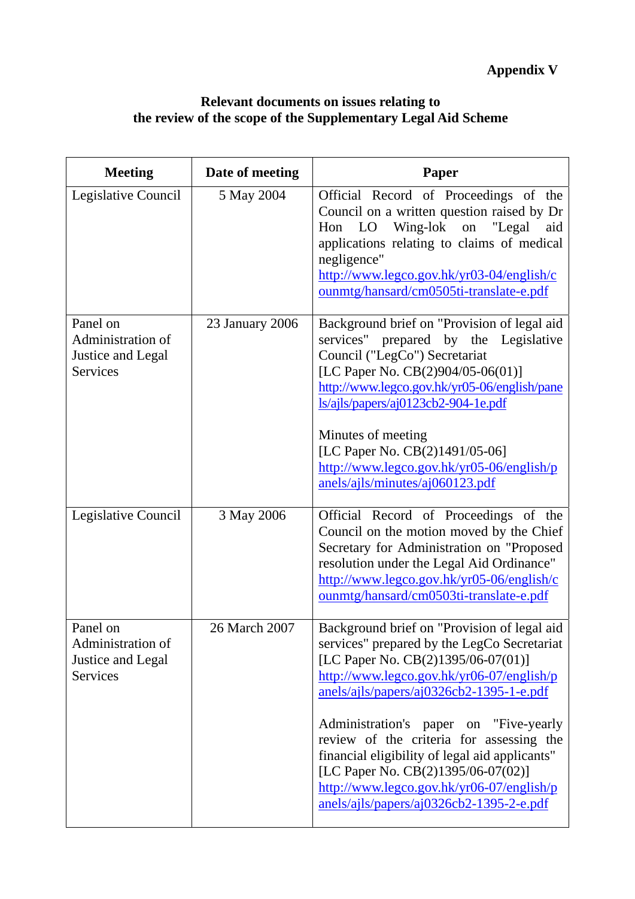**Appendix V**

**Relevant documents on issues relating to the review of the scope of the Supplementary Legal Aid Scheme**

| Meeting | Date of meeting | Paper |
| --- | --- | --- |
| Legislative Council | 5 May 2004 | Official Record of Proceedings of the Council on a written question raised by Dr Hon LO Wing-lok on "Legal aid applications relating to claims of medical negligence" http://www.legco.gov.hk/yr03-04/english/counmtg/hansard/cm0505ti-translate-e.pdf |
| Panel on Administration of Justice and Legal Services | 23 January 2006 | Background brief on "Provision of legal aid services" prepared by the Legislative Council ("LegCo") Secretariat [LC Paper No. CB(2)904/05-06(01)] http://www.legco.gov.hk/yr05-06/english/panels/ajls/papers/aj0123cb2-904-1e.pdf<br><br>Minutes of meeting [LC Paper No. CB(2)1491/05-06] http://www.legco.gov.hk/yr05-06/english/panels/ajls/minutes/aj060123.pdf |
| Legislative Council | 3 May 2006 | Official Record of Proceedings of the Council on the motion moved by the Chief Secretary for Administration on "Proposed resolution under the Legal Aid Ordinance" http://www.legco.gov.hk/yr05-06/english/counmtg/hansard/cm0503ti-translate-e.pdf |
| Panel on Administration of Justice and Legal Services | 26 March 2007 | Background brief on "Provision of legal aid services" prepared by the LegCo Secretariat [LC Paper No. CB(2)1395/06-07(01)] http://www.legco.gov.hk/yr06-07/english/panels/ajls/papers/aj0326cb2-1395-1-e.pdf<br><br>Administration's paper on "Five-yearly review of the criteria for assessing the financial eligibility of legal aid applicants" [LC Paper No. CB(2)1395/06-07(02)] http://www.legco.gov.hk/yr06-07/english/panels/ajls/papers/aj0326cb2-1395-2-e.pdf |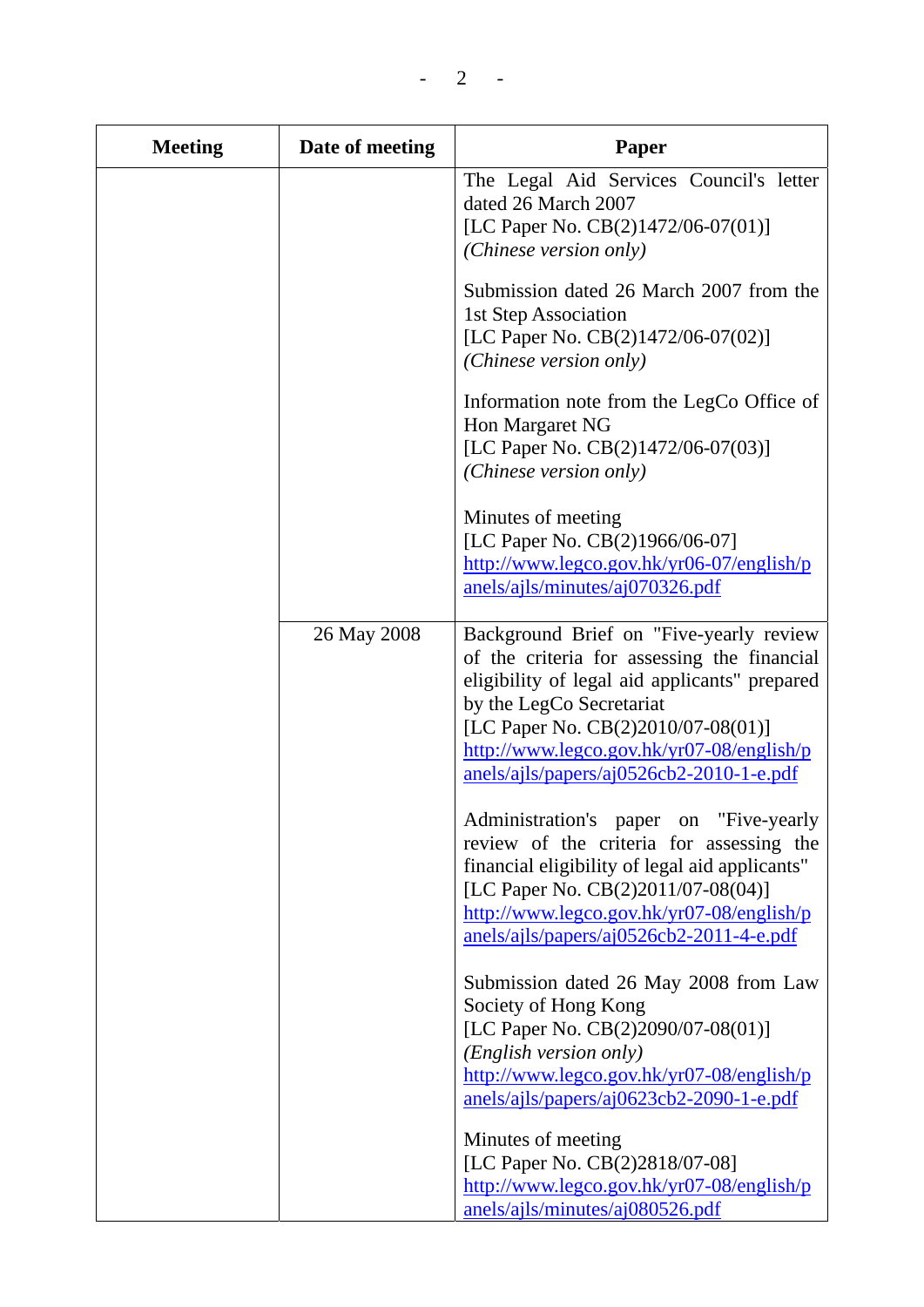| Meeting | Date of meeting | Paper |
|---|---|---|
| | | The Legal Aid Services Council's letter dated 26 March 2007 [LC Paper No. CB(2)1472/06-07(01)] *(Chinese version only)*<br><br>Submission dated 26 March 2007 from the 1st Step Association [LC Paper No. CB(2)1472/06-07(02)] *(Chinese version only)*<br><br>Information note from the LegCo Office of Hon Margaret NG [LC Paper No. CB(2)1472/06-07(03)] *(Chinese version only)*<br><br>Minutes of meeting [LC Paper No. CB(2)1966/06-07] http://www.legco.gov.hk/yr06-07/english/panels/ajls/minutes/aj070326.pdf |
| | 26 May 2008 | Background Brief on "Five-yearly review of the criteria for assessing the financial eligibility of legal aid applicants" prepared by the LegCo Secretariat [LC Paper No. CB(2)2010/07-08(01)] http://www.legco.gov.hk/yr07-08/english/panels/ajls/papers/aj0526cb2-2010-1-e.pdf<br><br>Administration's paper on "Five-yearly review of the criteria for assessing the financial eligibility of legal aid applicants" [LC Paper No. CB(2)2011/07-08(04)] http://www.legco.gov.hk/yr07-08/english/panels/ajls/papers/aj0526cb2-2011-4-e.pdf<br><br>Submission dated 26 May 2008 from Law Society of Hong Kong [LC Paper No. CB(2)2090/07-08(01)] *(English version only)* http://www.legco.gov.hk/yr07-08/english/panels/ajls/papers/aj0623cb2-2090-1-e.pdf<br><br>Minutes of meeting [LC Paper No. CB(2)2818/07-08] http://www.legco.gov.hk/yr07-08/english/panels/ajls/minutes/aj080526.pdf |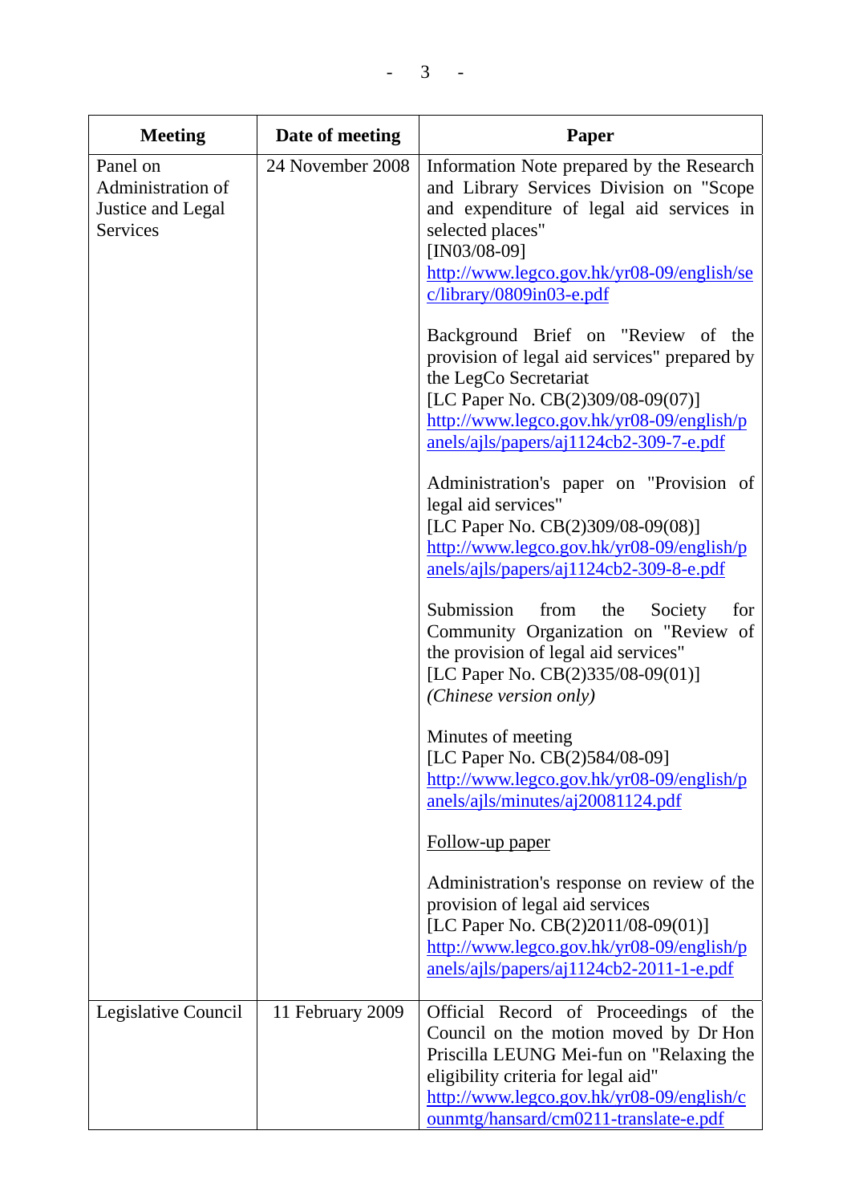| Meeting | Date of meeting | Paper |
|---|---|---|
| Panel on Administration of Justice and Legal Services | 24 November 2008 | Information Note prepared by the Research and Library Services Division on "Scope and expenditure of legal aid services in selected places" [IN03/08-09] http://www.legco.gov.hk/yr08-09/english/sec/library/0809in03-e.pdf<br><br>Background Brief on "Review of the provision of legal aid services" prepared by the LegCo Secretariat [LC Paper No. CB(2)309/08-09(07)] http://www.legco.gov.hk/yr08-09/english/panels/ajls/papers/aj1124cb2-309-7-e.pdf<br><br>Administration's paper on "Provision of legal aid services" [LC Paper No. CB(2)309/08-09(08)] http://www.legco.gov.hk/yr08-09/english/panels/ajls/papers/aj1124cb2-309-8-e.pdf<br><br>Submission from the Society for Community Organization on "Review of the provision of legal aid services" [LC Paper No. CB(2)335/08-09(01)] *(Chinese version only)*<br><br>Minutes of meeting [LC Paper No. CB(2)584/08-09] http://www.legco.gov.hk/yr08-09/english/panels/ajls/minutes/aj20081124.pdf<br><br><u>Follow-up paper</u><br><br>Administration's response on review of the provision of legal aid services [LC Paper No. CB(2)2011/08-09(01)] http://www.legco.gov.hk/yr08-09/english/panels/ajls/papers/aj1124cb2-2011-1-e.pdf |
| Legislative Council | 11 February 2009 | Official Record of Proceedings of the Council on the motion moved by Dr Hon Priscilla LEUNG Mei-fun on "Relaxing the eligibility criteria for legal aid" http://www.legco.gov.hk/yr08-09/english/counmtg/hansard/cm0211-translate-e.pdf |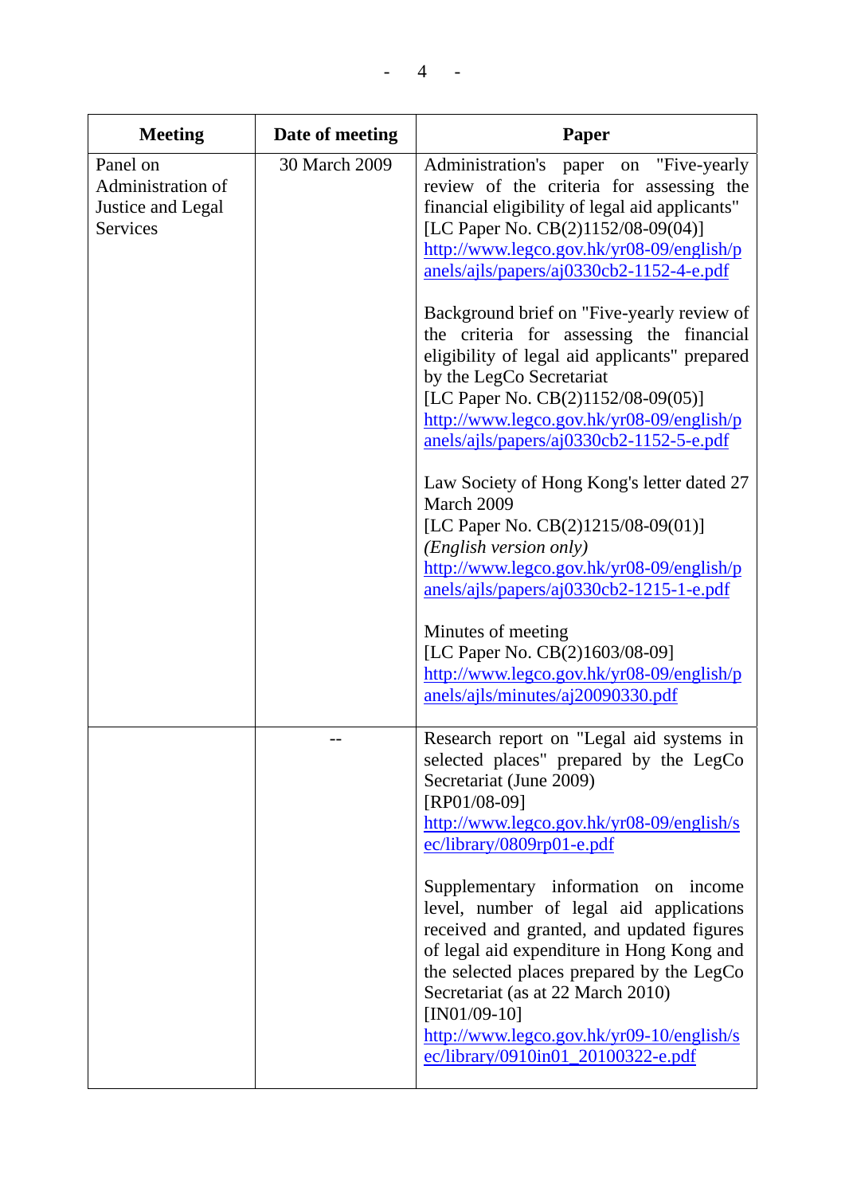| Meeting | Date of meeting | Paper |
|---|---|---|
| Panel on Administration of Justice and Legal Services | 30 March 2009 | Administration's paper on "Five-yearly review of the criteria for assessing the financial eligibility of legal aid applicants" [LC Paper No. CB(2)1152/08-09(04)] http://www.legco.gov.hk/yr08-09/english/panels/ajls/papers/aj0330cb2-1152-4-e.pdf<br><br>Background brief on "Five-yearly review of the criteria for assessing the financial eligibility of legal aid applicants" prepared by the LegCo Secretariat [LC Paper No. CB(2)1152/08-09(05)] http://www.legco.gov.hk/yr08-09/english/panels/ajls/papers/aj0330cb2-1152-5-e.pdf<br><br>Law Society of Hong Kong's letter dated 27 March 2009 [LC Paper No. CB(2)1215/08-09(01)] *(English version only)* http://www.legco.gov.hk/yr08-09/english/panels/ajls/papers/aj0330cb2-1215-1-e.pdf<br><br>Minutes of meeting [LC Paper No. CB(2)1603/08-09] http://www.legco.gov.hk/yr08-09/english/panels/ajls/minutes/aj20090330.pdf |
| | -- | Research report on "Legal aid systems in selected places" prepared by the LegCo Secretariat (June 2009) [RP01/08-09] http://www.legco.gov.hk/yr08-09/english/sec/library/0809rp01-e.pdf<br><br>Supplementary information on income level, number of legal aid applications received and granted, and updated figures of legal aid expenditure in Hong Kong and the selected places prepared by the LegCo Secretariat (as at 22 March 2010) [IN01/09-10] http://www.legco.gov.hk/yr09-10/english/sec/library/0910in01_20100322-e.pdf |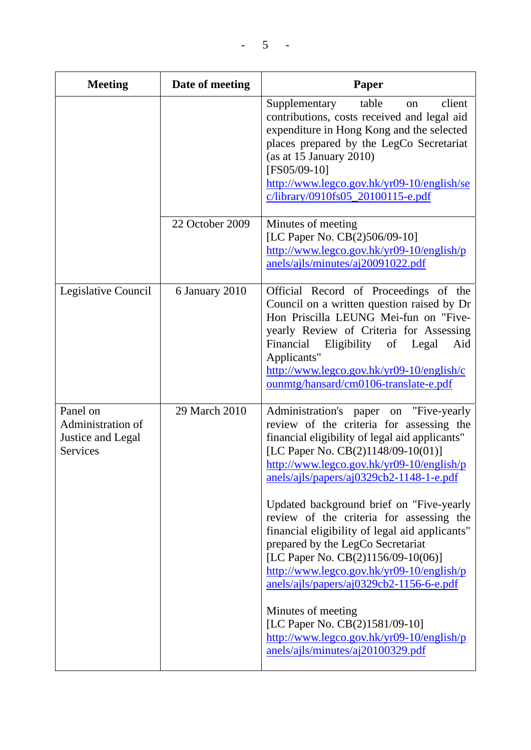| Meeting | Date of meeting | Paper |
|---|---|---|
| | | Supplementary table on client contributions, costs received and legal aid expenditure in Hong Kong and the selected places prepared by the LegCo Secretariat (as at 15 January 2010) [FS05/09-10] http://www.legco.gov.hk/yr09-10/english/sec/library/0910fs05_20100115-e.pdf |
| | 22 October 2009 | Minutes of meeting [LC Paper No. CB(2)506/09-10] http://www.legco.gov.hk/yr09-10/english/panels/ajls/minutes/aj20091022.pdf |
| Legislative Council | 6 January 2010 | Official Record of Proceedings of the Council on a written question raised by Dr Hon Priscilla LEUNG Mei-fun on "Five-yearly Review of Criteria for Assessing Financial Eligibility of Legal Aid Applicants" http://www.legco.gov.hk/yr09-10/english/counmtg/hansard/cm0106-translate-e.pdf |
| Panel on Administration of Justice and Legal Services | 29 March 2010 | Administration's paper on "Five-yearly review of the criteria for assessing the financial eligibility of legal aid applicants" [LC Paper No. CB(2)1148/09-10(01)] http://www.legco.gov.hk/yr09-10/english/panels/ajls/papers/aj0329cb2-1148-1-e.pdf<br><br>Updated background brief on "Five-yearly review of the criteria for assessing the financial eligibility of legal aid applicants" prepared by the LegCo Secretariat [LC Paper No. CB(2)1156/09-10(06)] http://www.legco.gov.hk/yr09-10/english/panels/ajls/papers/aj0329cb2-1156-6-e.pdf<br><br>Minutes of meeting [LC Paper No. CB(2)1581/09-10] http://www.legco.gov.hk/yr09-10/english/panels/ajls/minutes/aj20100329.pdf |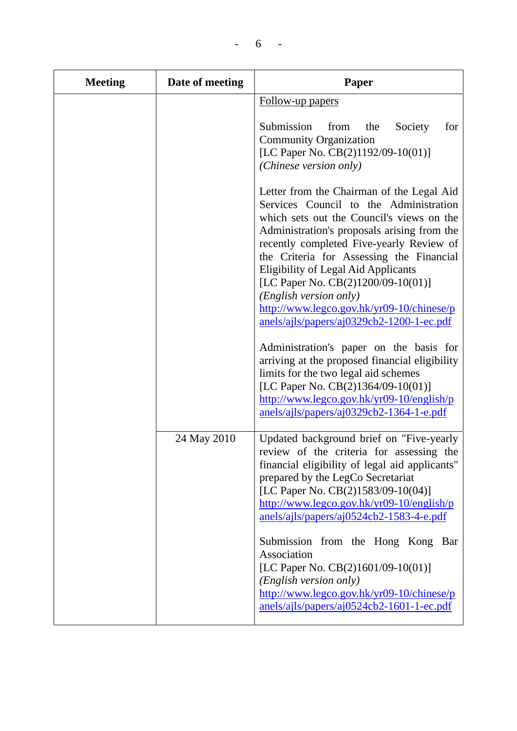| Meeting | Date of meeting | Paper |
|---|---|---|
| | | Follow-up papers<br><br>Submission from the Society for Community Organization<br>[LC Paper No. CB(2)1192/09-10(01)]<br>*(Chinese version only)*<br><br>Letter from the Chairman of the Legal Aid Services Council to the Administration which sets out the Council's views on the Administration's proposals arising from the recently completed Five-yearly Review of the Criteria for Assessing the Financial Eligibility of Legal Aid Applicants<br>[LC Paper No. CB(2)1200/09-10(01)]<br>*(English version only)*<br>http://www.legco.gov.hk/yr09-10/chinese/panels/ajls/papers/aj0329cb2-1200-1-ec.pdf<br><br>Administration's paper on the basis for arriving at the proposed financial eligibility limits for the two legal aid schemes<br>[LC Paper No. CB(2)1364/09-10(01)]<br>http://www.legco.gov.hk/yr09-10/english/panels/ajls/papers/aj0329cb2-1364-1-e.pdf |
| | 24 May 2010 | Updated background brief on "Five-yearly review of the criteria for assessing the financial eligibility of legal aid applicants" prepared by the LegCo Secretariat<br>[LC Paper No. CB(2)1583/09-10(04)]<br>http://www.legco.gov.hk/yr09-10/english/panels/ajls/papers/aj0524cb2-1583-4-e.pdf<br><br>Submission from the Hong Kong Bar Association<br>[LC Paper No. CB(2)1601/09-10(01)]<br>*(English version only)*<br>http://www.legco.gov.hk/yr09-10/chinese/panels/ajls/papers/aj0524cb2-1601-1-ec.pdf |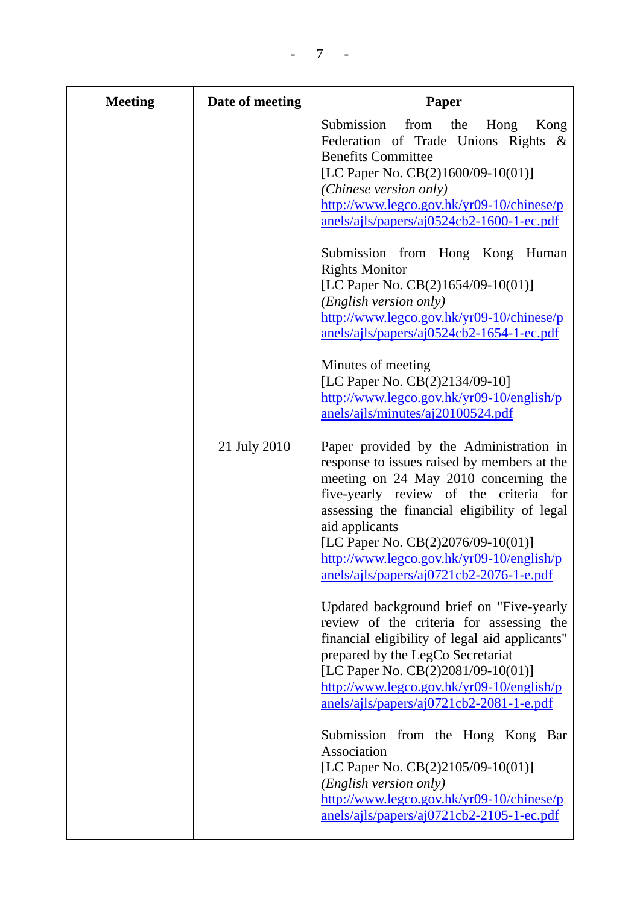| Meeting | Date of meeting | Paper |
|---|---|---|
| | | Submission from the Hong Kong Federation of Trade Unions Rights & Benefits Committee<br>[LC Paper No. CB(2)1600/09-10(01)]<br>*(Chinese version only)*<br>http://www.legco.gov.hk/yr09-10/chinese/panels/ajls/papers/aj0524cb2-1600-1-ec.pdf<br><br>Submission from Hong Kong Human Rights Monitor<br>[LC Paper No. CB(2)1654/09-10(01)]<br>*(English version only)*<br>http://www.legco.gov.hk/yr09-10/chinese/panels/ajls/papers/aj0524cb2-1654-1-ec.pdf<br><br>Minutes of meeting<br>[LC Paper No. CB(2)2134/09-10]<br>http://www.legco.gov.hk/yr09-10/english/panels/ajls/minutes/aj20100524.pdf |
| | 21 July 2010 | Paper provided by the Administration in response to issues raised by members at the meeting on 24 May 2010 concerning the five-yearly review of the criteria for assessing the financial eligibility of legal aid applicants<br>[LC Paper No. CB(2)2076/09-10(01)]<br>http://www.legco.gov.hk/yr09-10/english/panels/ajls/papers/aj0721cb2-2076-1-e.pdf<br><br>Updated background brief on "Five-yearly review of the criteria for assessing the financial eligibility of legal aid applicants" prepared by the LegCo Secretariat<br>[LC Paper No. CB(2)2081/09-10(01)]<br>http://www.legco.gov.hk/yr09-10/english/panels/ajls/papers/aj0721cb2-2081-1-e.pdf<br><br>Submission from the Hong Kong Bar Association<br>[LC Paper No. CB(2)2105/09-10(01)]<br>*(English version only)*<br>http://www.legco.gov.hk/yr09-10/chinese/panels/ajls/papers/aj0721cb2-2105-1-ec.pdf |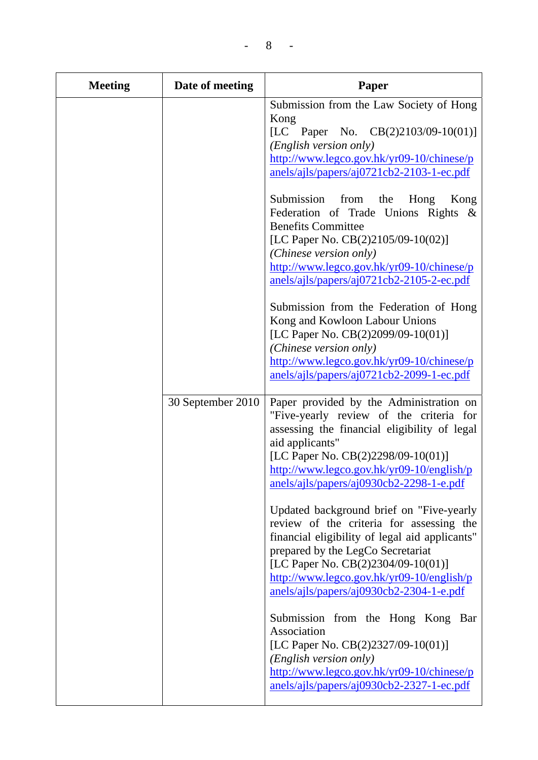| Meeting | Date of meeting | Paper |
| --- | --- | --- |
| | | Submission from the Law Society of Hong Kong<br>[LC Paper No. CB(2)2103/09-10(01)]<br>*(English version only)*<br>http://www.legco.gov.hk/yr09-10/chinese/panels/ajls/papers/aj0721cb2-2103-1-ec.pdf<br><br>Submission from the Hong Kong Federation of Trade Unions Rights & Benefits Committee<br>[LC Paper No. CB(2)2105/09-10(02)]<br>*(Chinese version only)*<br>http://www.legco.gov.hk/yr09-10/chinese/panels/ajls/papers/aj0721cb2-2105-2-ec.pdf<br><br>Submission from the Federation of Hong Kong and Kowloon Labour Unions<br>[LC Paper No. CB(2)2099/09-10(01)]<br>*(Chinese version only)*<br>http://www.legco.gov.hk/yr09-10/chinese/panels/ajls/papers/aj0721cb2-2099-1-ec.pdf |
| | 30 September 2010 | Paper provided by the Administration on "Five-yearly review of the criteria for assessing the financial eligibility of legal aid applicants"<br>[LC Paper No. CB(2)2298/09-10(01)]<br>http://www.legco.gov.hk/yr09-10/english/panels/ajls/papers/aj0930cb2-2298-1-e.pdf<br><br>Updated background brief on "Five-yearly review of the criteria for assessing the financial eligibility of legal aid applicants" prepared by the LegCo Secretariat<br>[LC Paper No. CB(2)2304/09-10(01)]<br>http://www.legco.gov.hk/yr09-10/english/panels/ajls/papers/aj0930cb2-2304-1-e.pdf<br><br>Submission from the Hong Kong Bar Association<br>[LC Paper No. CB(2)2327/09-10(01)]<br>*(English version only)*<br>http://www.legco.gov.hk/yr09-10/chinese/panels/ajls/papers/aj0930cb2-2327-1-ec.pdf |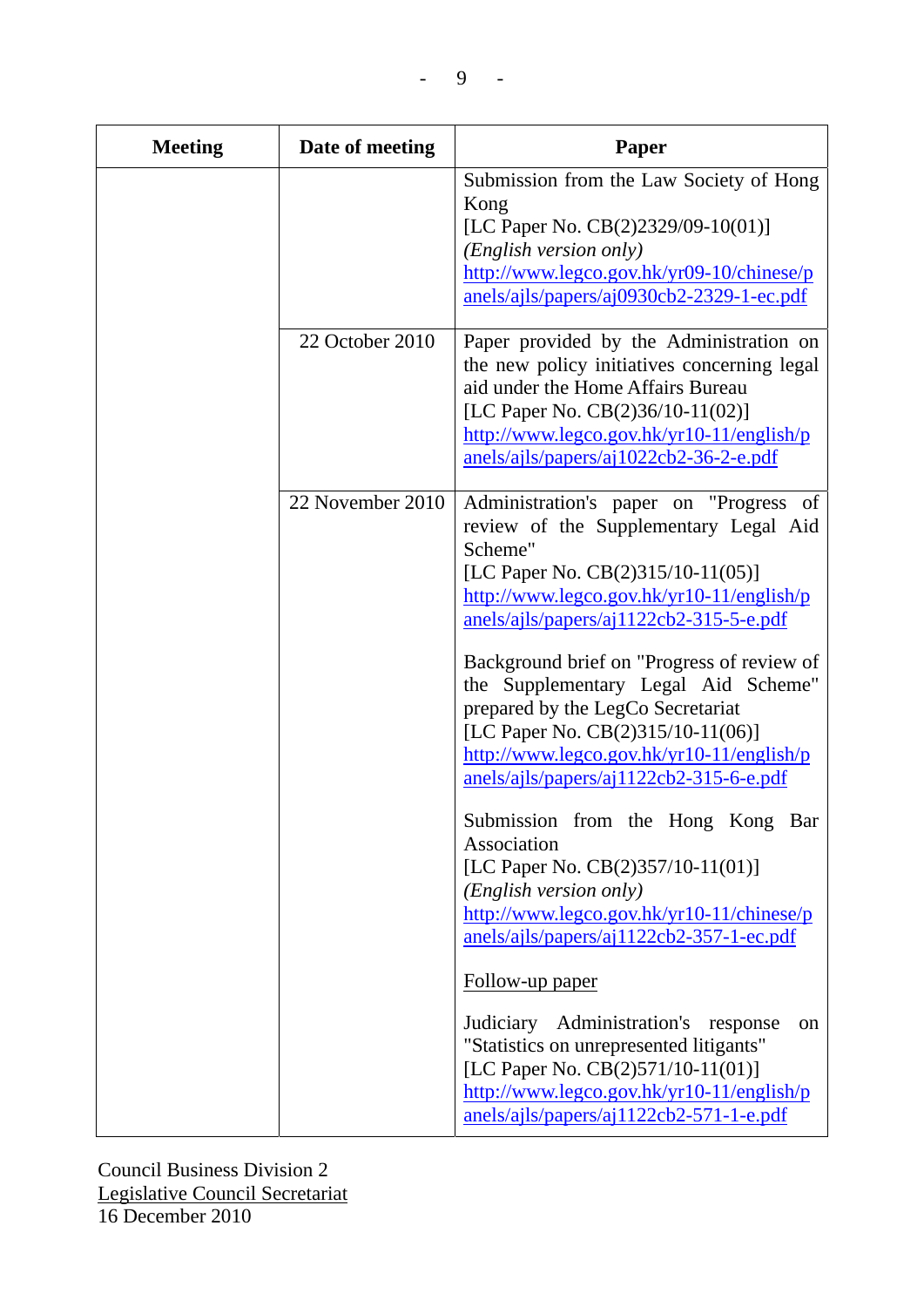| Meeting | Date of meeting | Paper |
|---|---|---|
| | | Submission from the Law Society of Hong Kong<br>[LC Paper No. CB(2)2329/09-10(01)]<br>*(English version only)*<br>http://www.legco.gov.hk/yr09-10/chinese/panels/ajls/papers/aj0930cb2-2329-1-ec.pdf |
| | 22 October 2010 | Paper provided by the Administration on the new policy initiatives concerning legal aid under the Home Affairs Bureau<br>[LC Paper No. CB(2)36/10-11(02)]<br>http://www.legco.gov.hk/yr10-11/english/panels/ajls/papers/aj1022cb2-36-2-e.pdf |
| | 22 November 2010 | Administration's paper on "Progress of review of the Supplementary Legal Aid Scheme"<br>[LC Paper No. CB(2)315/10-11(05)]<br>http://www.legco.gov.hk/yr10-11/english/panels/ajls/papers/aj1122cb2-315-5-e.pdf<br><br>Background brief on "Progress of review of the Supplementary Legal Aid Scheme" prepared by the LegCo Secretariat<br>[LC Paper No. CB(2)315/10-11(06)]<br>http://www.legco.gov.hk/yr10-11/english/panels/ajls/papers/aj1122cb2-315-6-e.pdf<br><br>Submission from the Hong Kong Bar Association<br>[LC Paper No. CB(2)357/10-11(01)]<br>*(English version only)*<br>http://www.legco.gov.hk/yr10-11/chinese/panels/ajls/papers/aj1122cb2-357-1-ec.pdf<br><br>Follow-up paper<br><br>Judiciary Administration's response on "Statistics on unrepresented litigants"<br>[LC Paper No. CB(2)571/10-11(01)]<br>http://www.legco.gov.hk/yr10-11/english/panels/ajls/papers/aj1122cb2-571-1-e.pdf |

Council Business Division 2
Legislative Council Secretariat
16 December 2010